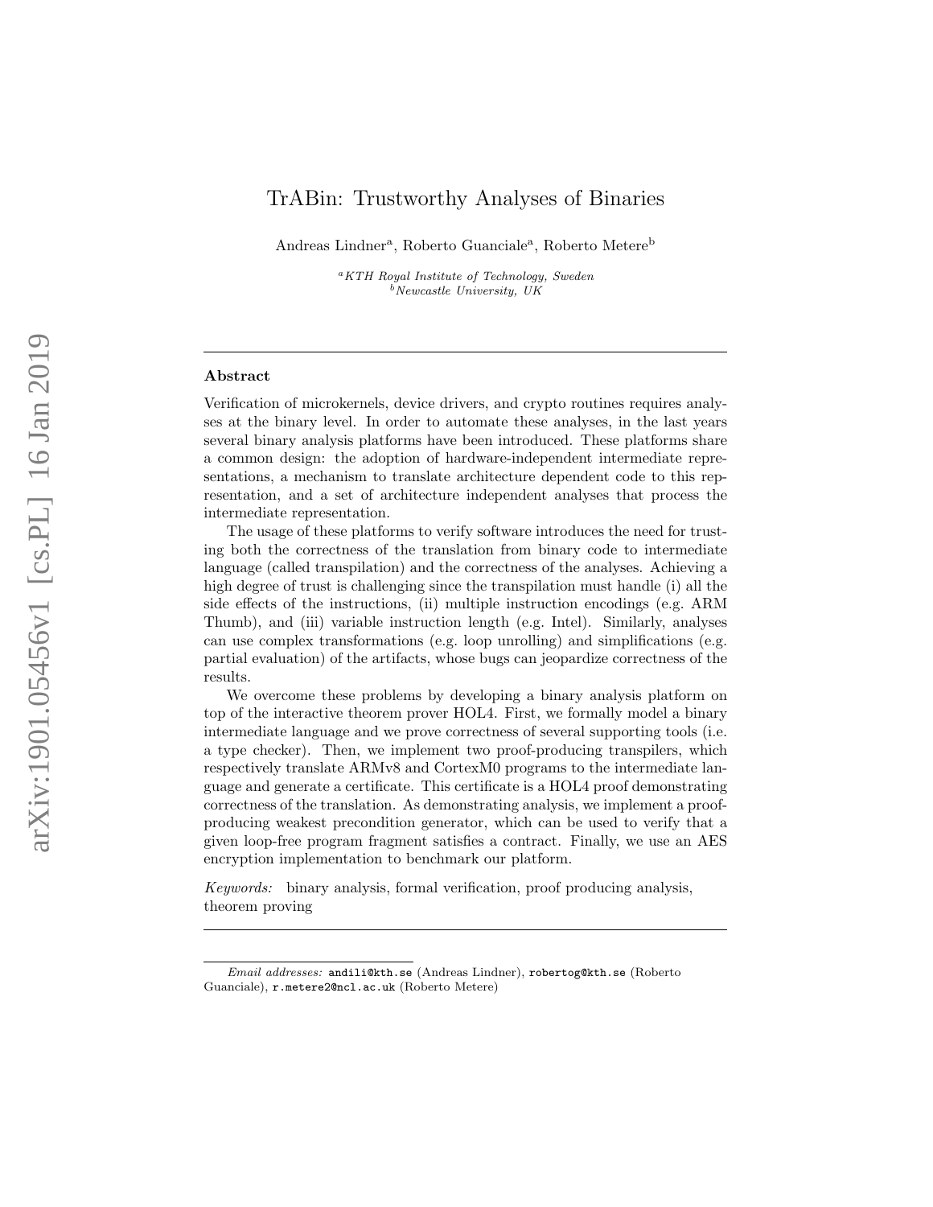# TrABin: Trustworthy Analyses of Binaries

Andreas Lindner[a], Roberto Guanciale[a], Roberto Metere[b]

[a] *KTH Royal Institute of Technology, Sweden*
[b] *Newcastle University, UK*

---

## Abstract

Verification of microkernels, device drivers, and crypto routines requires analyses at the binary level. In order to automate these analyses, in the last years several binary analysis platforms have been introduced. These platforms share a common design: the adoption of hardware-independent intermediate representations, a mechanism to translate architecture dependent code to this representation, and a set of architecture independent analyses that process the intermediate representation.

The usage of these platforms to verify software introduces the need for trusting both the correctness of the translation from binary code to intermediate language (called transpilation) and the correctness of the analyses. Achieving a high degree of trust is challenging since the transpilation must handle (i) all the side effects of the instructions, (ii) multiple instruction encodings (e.g. ARM Thumb), and (iii) variable instruction length (e.g. Intel). Similarly, analyses can use complex transformations (e.g. loop unrolling) and simplifications (e.g. partial evaluation) of the artifacts, whose bugs can jeopardize correctness of the results.

We overcome these problems by developing a binary analysis platform on top of the interactive theorem prover HOL4. First, we formally model a binary intermediate language and we prove correctness of several supporting tools (i.e. a type checker). Then, we implement two proof-producing transpilers, which respectively translate ARMv8 and CortexM0 programs to the intermediate language and generate a certificate. This certificate is a HOL4 proof demonstrating correctness of the translation. As demonstrating analysis, we implement a proof-producing weakest precondition generator, which can be used to verify that a given loop-free program fragment satisfies a contract. Finally, we use an AES encryption implementation to benchmark our platform.

*Keywords:* binary analysis, formal verification, proof producing analysis, theorem proving

---

*Email addresses:* `andili@kth.se` (Andreas Lindner), `robertog@kth.se` (Roberto Guanciale), `r.metere2@ncl.ac.uk` (Roberto Metere)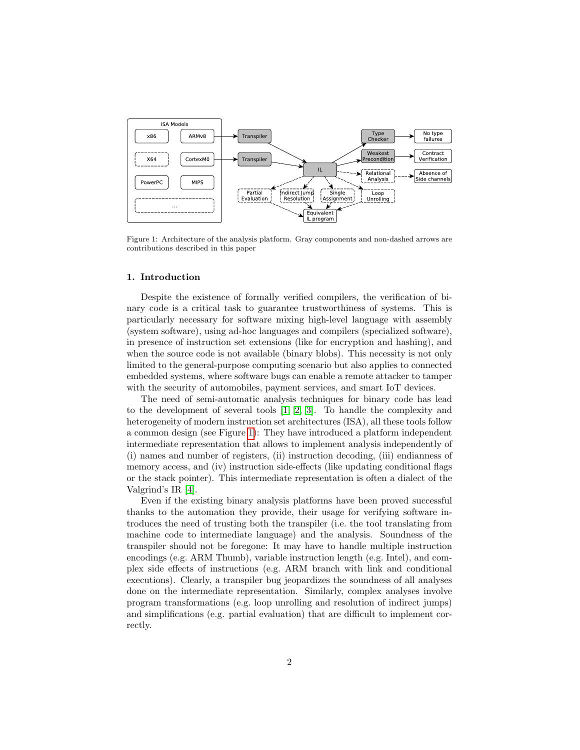Figure 1: Architecture of the analysis platform. Gray components and non-dashed arrows are contributions described in this paper

## 1. Introduction

Despite the existence of formally verified compilers, the verification of binary code is a critical task to guarantee trustworthiness of systems. This is particularly necessary for software mixing high-level language with assembly (system software), using ad-hoc languages and compilers (specialized software), in presence of instruction set extensions (like for encryption and hashing), and when the source code is not available (binary blobs). This necessity is not only limited to the general-purpose computing scenario but also applies to connected embedded systems, where software bugs can enable a remote attacker to tamper with the security of automobiles, payment services, and smart IoT devices.

The need of semi-automatic analysis techniques for binary code has lead to the development of several tools [1, 2, 3]. To handle the complexity and heterogeneity of modern instruction set architectures (ISA), all these tools follow a common design (see Figure 1): They have introduced a platform independent intermediate representation that allows to implement analysis independently of (i) names and number of registers, (ii) instruction decoding, (iii) endianness of memory access, and (iv) instruction side-effects (like updating conditional flags or the stack pointer). This intermediate representation is often a dialect of the Valgrind's IR [4].

Even if the existing binary analysis platforms have been proved successful thanks to the automation they provide, their usage for verifying software introduces the need of trusting both the transpiler (i.e. the tool translating from machine code to intermediate language) and the analysis. Soundness of the transpiler should not be foregone: It may have to handle multiple instruction encodings (e.g. ARM Thumb), variable instruction length (e.g. Intel), and complex side effects of instructions (e.g. ARM branch with link and conditional executions). Clearly, a transpiler bug jeopardizes the soundness of all analyses done on the intermediate representation. Similarly, complex analyses involve program transformations (e.g. loop unrolling and resolution of indirect jumps) and simplifications (e.g. partial evaluation) that are difficult to implement correctly.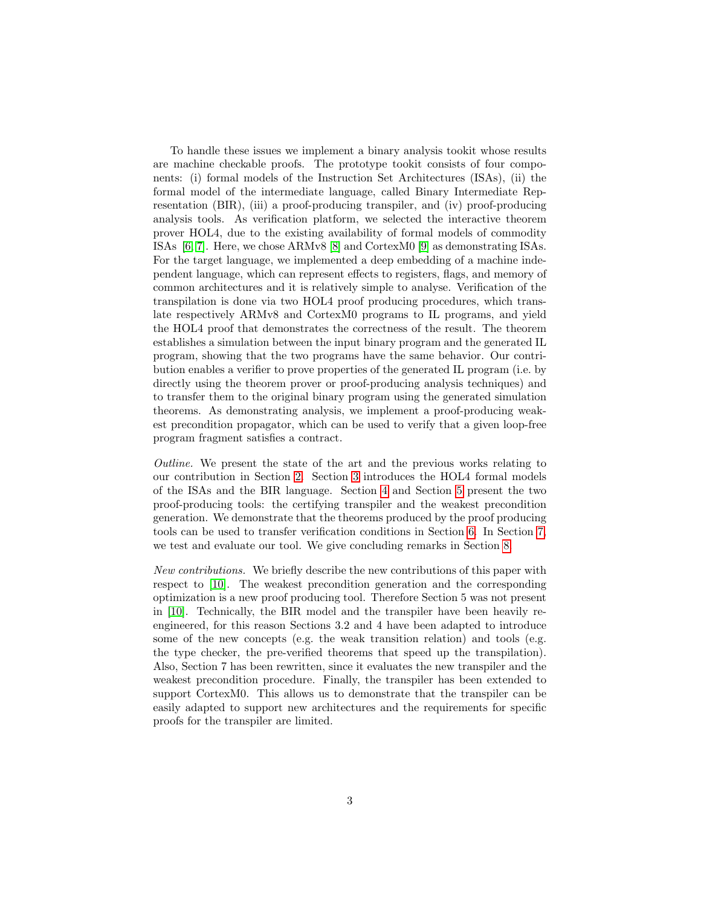To handle these issues we implement a binary analysis tookit whose results are machine checkable proofs. The prototype tookit consists of four components: (i) formal models of the Instruction Set Architectures (ISAs), (ii) the formal model of the intermediate language, called Binary Intermediate Representation (BIR), (iii) a proof-producing transpiler, and (iv) proof-producing analysis tools. As verification platform, we selected the interactive theorem prover HOL4, due to the existing availability of formal models of commodity ISAs [6,7]. Here, we chose ARMv8 [8] and CortexM0 [9] as demonstrating ISAs. For the target language, we implemented a deep embedding of a machine independent language, which can represent effects to registers, flags, and memory of common architectures and it is relatively simple to analyse. Verification of the transpilation is done via two HOL4 proof producing procedures, which translate respectively ARMv8 and CortexM0 programs to IL programs, and yield the HOL4 proof that demonstrates the correctness of the result. The theorem establishes a simulation between the input binary program and the generated IL program, showing that the two programs have the same behavior. Our contribution enables a verifier to prove properties of the generated IL program (i.e. by directly using the theorem prover or proof-producing analysis techniques) and to transfer them to the original binary program using the generated simulation theorems. As demonstrating analysis, we implement a proof-producing weakest precondition propagator, which can be used to verify that a given loop-free program fragment satisfies a contract.

*Outline.* We present the state of the art and the previous works relating to our contribution in Section 2. Section 3 introduces the HOL4 formal models of the ISAs and the BIR language. Section 4 and Section 5 present the two proof-producing tools: the certifying transpiler and the weakest precondition generation. We demonstrate that the theorems produced by the proof producing tools can be used to transfer verification conditions in Section 6. In Section 7, we test and evaluate our tool. We give concluding remarks in Section 8.

*New contributions.* We briefly describe the new contributions of this paper with respect to [10]. The weakest precondition generation and the corresponding optimization is a new proof producing tool. Therefore Section 5 was not present in [10]. Technically, the BIR model and the transpiler have been heavily reengineered, for this reason Sections 3.2 and 4 have been adapted to introduce some of the new concepts (e.g. the weak transition relation) and tools (e.g. the type checker, the pre-verified theorems that speed up the transpilation). Also, Section 7 has been rewritten, since it evaluates the new transpiler and the weakest precondition procedure. Finally, the transpiler has been extended to support CortexM0. This allows us to demonstrate that the transpiler can be easily adapted to support new architectures and the requirements for specific proofs for the transpiler are limited.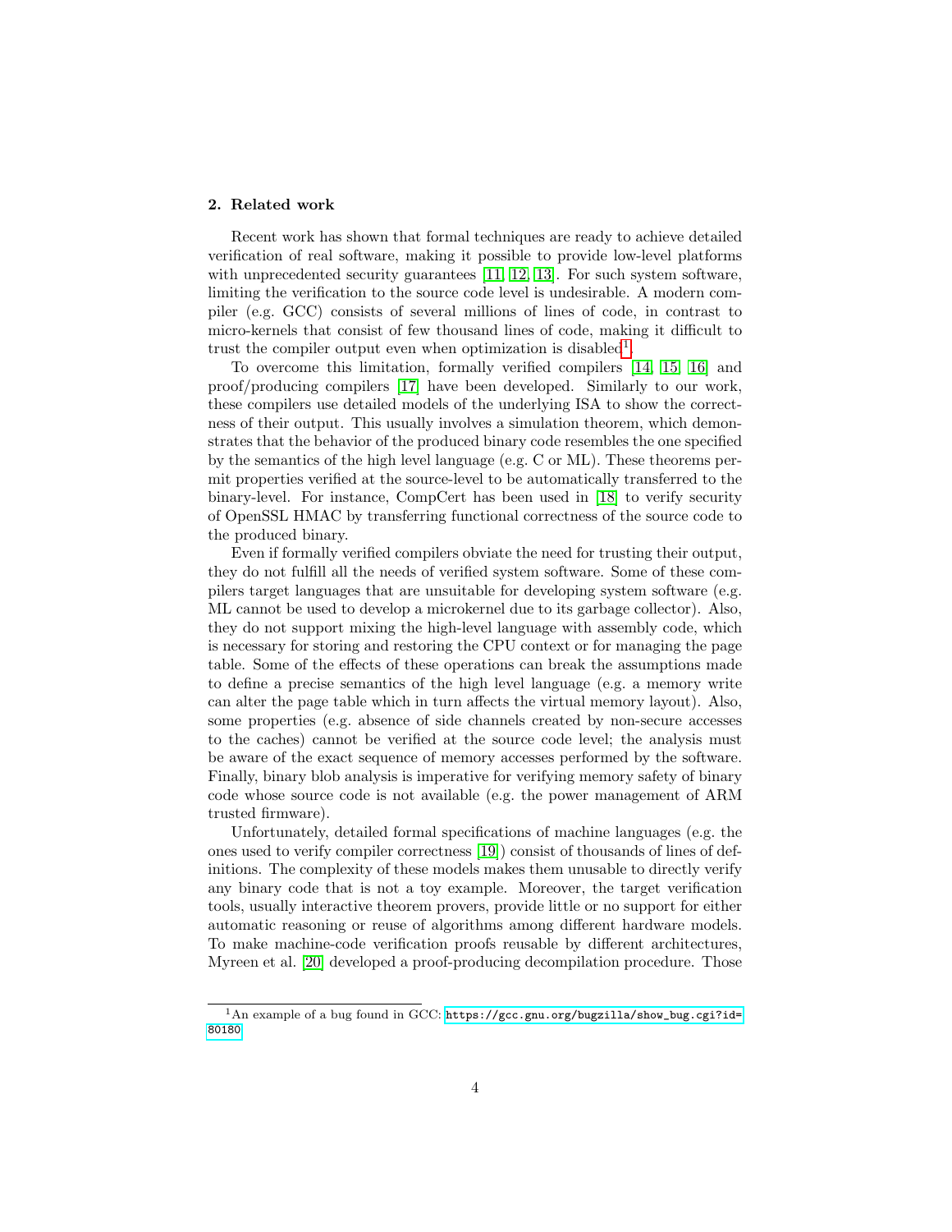## 2. Related work

Recent work has shown that formal techniques are ready to achieve detailed verification of real software, making it possible to provide low-level platforms with unprecedented security guarantees [11, 12, 13]. For such system software, limiting the verification to the source code level is undesirable. A modern compiler (e.g. GCC) consists of several millions of lines of code, in contrast to micro-kernels that consist of few thousand lines of code, making it difficult to trust the compiler output even when optimization is disabled[1].

To overcome this limitation, formally verified compilers [14, 15, 16] and proof/producing compilers [17] have been developed. Similarly to our work, these compilers use detailed models of the underlying ISA to show the correctness of their output. This usually involves a simulation theorem, which demonstrates that the behavior of the produced binary code resembles the one specified by the semantics of the high level language (e.g. C or ML). These theorems permit properties verified at the source-level to be automatically transferred to the binary-level. For instance, CompCert has been used in [18] to verify security of OpenSSL HMAC by transferring functional correctness of the source code to the produced binary.

Even if formally verified compilers obviate the need for trusting their output, they do not fulfill all the needs of verified system software. Some of these compilers target languages that are unsuitable for developing system software (e.g. ML cannot be used to develop a microkernel due to its garbage collector). Also, they do not support mixing the high-level language with assembly code, which is necessary for storing and restoring the CPU context or for managing the page table. Some of the effects of these operations can break the assumptions made to define a precise semantics of the high level language (e.g. a memory write can alter the page table which in turn affects the virtual memory layout). Also, some properties (e.g. absence of side channels created by non-secure accesses to the caches) cannot be verified at the source code level; the analysis must be aware of the exact sequence of memory accesses performed by the software. Finally, binary blob analysis is imperative for verifying memory safety of binary code whose source code is not available (e.g. the power management of ARM trusted firmware).

Unfortunately, detailed formal specifications of machine languages (e.g. the ones used to verify compiler correctness [19]) consist of thousands of lines of definitions. The complexity of these models makes them unusable to directly verify any binary code that is not a toy example. Moreover, the target verification tools, usually interactive theorem provers, provide little or no support for either automatic reasoning or reuse of algorithms among different hardware models. To make machine-code verification proofs reusable by different architectures, Myreen et al. [20] developed a proof-producing decompilation procedure. Those

[1] An example of a bug found in GCC: https://gcc.gnu.org/bugzilla/show_bug.cgi?id=80180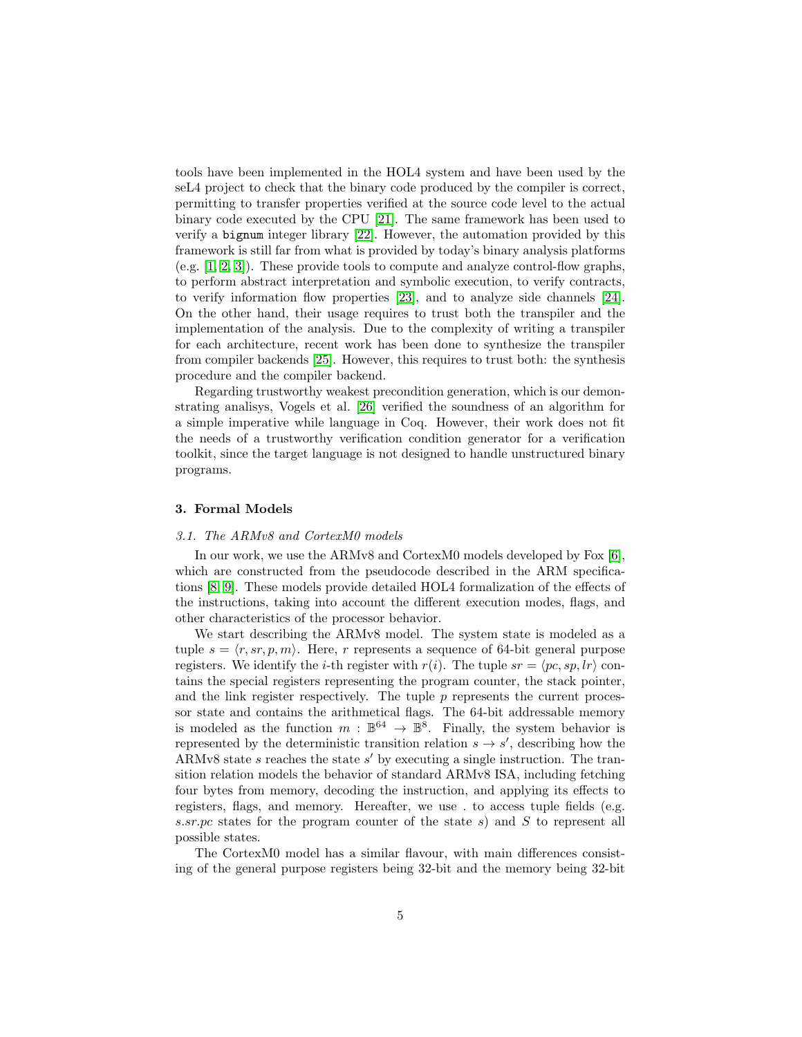tools have been implemented in the HOL4 system and have been used by the seL4 project to check that the binary code produced by the compiler is correct, permitting to transfer properties verified at the source code level to the actual binary code executed by the CPU [21]. The same framework has been used to verify a `bignum` integer library [22]. However, the automation provided by this framework is still far from what is provided by today's binary analysis platforms (e.g. [1, 2, 3]). These provide tools to compute and analyze control-flow graphs, to perform abstract interpretation and symbolic execution, to verify contracts, to verify information flow properties [23], and to analyze side channels [24]. On the other hand, their usage requires to trust both the transpiler and the implementation of the analysis. Due to the complexity of writing a transpiler for each architecture, recent work has been done to synthesize the transpiler from compiler backends [25]. However, this requires to trust both: the synthesis procedure and the compiler backend.

Regarding trustworthy weakest precondition generation, which is our demonstrating analisys, Vogels et al. [26] verified the soundness of an algorithm for a simple imperative while language in Coq. However, their work does not fit the needs of a trustworthy verification condition generator for a verification toolkit, since the target language is not designed to handle unstructured binary programs.

## 3. Formal Models

### 3.1. The ARMv8 and CortexM0 models

In our work, we use the ARMv8 and CortexM0 models developed by Fox [6], which are constructed from the pseudocode described in the ARM specifications [8, 9]. These models provide detailed HOL4 formalization of the effects of the instructions, taking into account the different execution modes, flags, and other characteristics of the processor behavior.

We start describing the ARMv8 model. The system state is modeled as a tuple $s = \langle r, sr, p, m \rangle$. Here, $r$ represents a sequence of 64-bit general purpose registers. We identify the $i$-th register with $r(i)$. The tuple $sr = \langle pc, sp, lr \rangle$ contains the special registers representing the program counter, the stack pointer, and the link register respectively. The tuple $p$ represents the current processor state and contains the arithmetical flags. The 64-bit addressable memory is modeled as the function $m : \mathbb{B}^{64} \to \mathbb{B}^{8}$. Finally, the system behavior is represented by the deterministic transition relation $s \to s'$, describing how the ARMv8 state $s$ reaches the state $s'$ by executing a single instruction. The transition relation models the behavior of standard ARMv8 ISA, including fetching four bytes from memory, decoding the instruction, and applying its effects to registers, flags, and memory. Hereafter, we use . to access tuple fields (e.g. $s.sr.pc$ states for the program counter of the state $s$) and $S$ to represent all possible states.

The CortexM0 model has a similar flavour, with main differences consisting of the general purpose registers being 32-bit and the memory being 32-bit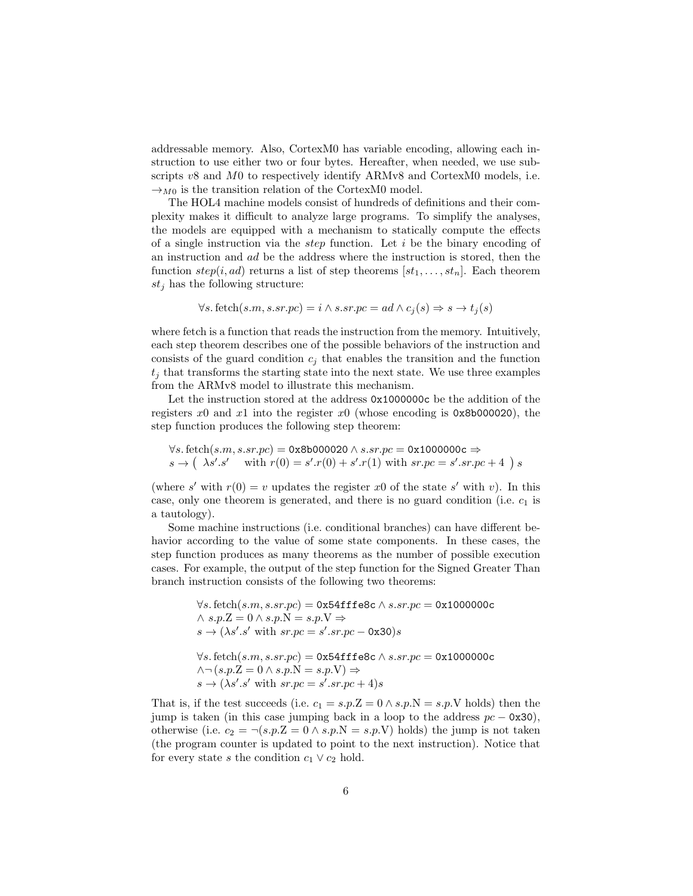addressable memory. Also, CortexM0 has variable encoding, allowing each instruction to use either two or four bytes. Hereafter, when needed, we use subscripts $v8$ and $M0$ to respectively identify ARMv8 and CortexM0 models, i.e. $\rightarrow_{M0}$ is the transition relation of the CortexM0 model.

The HOL4 machine models consist of hundreds of definitions and their complexity makes it difficult to analyze large programs. To simplify the analyses, the models are equipped with a mechanism to statically compute the effects of a single instruction via the *step* function. Let $i$ be the binary encoding of an instruction and $ad$ be the address where the instruction is stored, then the function $step(i, ad)$ returns a list of step theorems $[st_1, \dots, st_n]$. Each theorem $st_j$ has the following structure:

$$\forall s.\, \text{fetch}(s.m, s.sr.pc) = i \wedge s.sr.pc = ad \wedge c_j(s) \Rightarrow s \rightarrow t_j(s)$$

where fetch is a function that reads the instruction from the memory. Intuitively, each step theorem describes one of the possible behaviors of the instruction and consists of the guard condition $c_j$ that enables the transition and the function $t_j$ that transforms the starting state into the next state. We use three examples from the ARMv8 model to illustrate this mechanism.

Let the instruction stored at the address `0x1000000c` be the addition of the registers $x0$ and $x1$ into the register $x0$ (whose encoding is `0x8b000020`), the step function produces the following step theorem:

$$\begin{array}{l}\forall s.\, \text{fetch}(s.m, s.sr.pc) = \texttt{0x8b000020} \wedge s.sr.pc = \texttt{0x1000000c} \Rightarrow \\ s \rightarrow \big(\ \lambda s'.s' \quad \text{with } r(0) = s'.r(0) + s'.r(1) \text{ with } sr.pc = s'.sr.pc + 4\ \big)\ s\end{array}$$

(where $s'$ with $r(0) = v$ updates the register $x0$ of the state $s'$ with $v$). In this case, only one theorem is generated, and there is no guard condition (i.e. $c_1$ is a tautology).

Some machine instructions (i.e. conditional branches) can have different behavior according to the value of some state components. In these cases, the step function produces as many theorems as the number of possible execution cases. For example, the output of the step function for the Signed Greater Than branch instruction consists of the following two theorems:

$$\begin{array}{l}\forall s.\, \text{fetch}(s.m, s.sr.pc) = \texttt{0x54fffe8c} \wedge s.sr.pc = \texttt{0x1000000c} \\ \wedge\ s.p.\text{Z} = 0 \wedge s.p.\text{N} = s.p.\text{V} \Rightarrow \\ s \rightarrow (\lambda s'.s' \text{ with } sr.pc = s'.sr.pc - \texttt{0x30})s\end{array}$$

$$\begin{array}{l}\forall s.\, \text{fetch}(s.m, s.sr.pc) = \texttt{0x54fffe8c} \wedge s.sr.pc = \texttt{0x1000000c} \\ \wedge \neg\, (s.p.\text{Z} = 0 \wedge s.p.\text{N} = s.p.\text{V}) \Rightarrow \\ s \rightarrow (\lambda s'.s' \text{ with } sr.pc = s'.sr.pc + 4)s\end{array}$$

That is, if the test succeeds (i.e. $c_1 = s.p.\text{Z} = 0 \wedge s.p.\text{N} = s.p.\text{V}$ holds) then the jump is taken (in this case jumping back in a loop to the address $pc - \texttt{0x30}$), otherwise (i.e. $c_2 = \neg(s.p.\text{Z} = 0 \wedge s.p.\text{N} = s.p.\text{V})$ holds) the jump is not taken (the program counter is updated to point to the next instruction). Notice that for every state $s$ the condition $c_1 \vee c_2$ hold.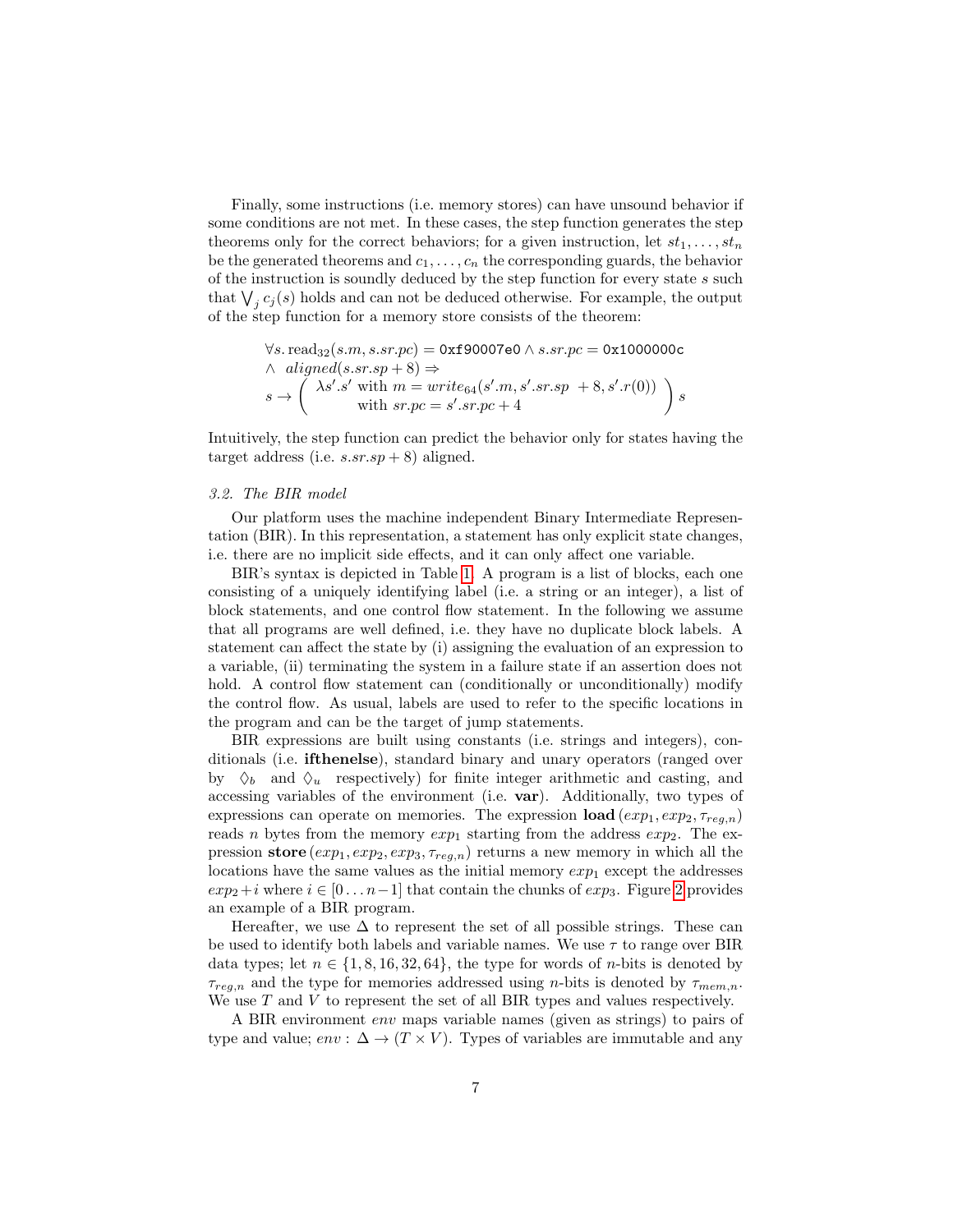Finally, some instructions (i.e. memory stores) can have unsound behavior if some conditions are not met. In these cases, the step function generates the step theorems only for the correct behaviors; for a given instruction, let $st_1, \ldots, st_n$ be the generated theorems and $c_1, \ldots, c_n$ the corresponding guards, the behavior of the instruction is soundly deduced by the step function for every state $s$ such that $\bigvee_j c_j(s)$ holds and can not be deduced otherwise. For example, the output of the step function for a memory store consists of the theorem:

$$
\begin{aligned}
&\forall s.\, \text{read}_{32}(s.m, s.sr.pc) = \texttt{0xf90007e0} \wedge s.sr.pc = \texttt{0x1000000c} \\
&\wedge\ \mathit{aligned}(s.sr.sp + 8) \Rightarrow \\
&s \rightarrow \left( \begin{array}{c} \lambda s'.s' \text{ with } m = \mathit{write}_{64}(s'.m, s'.sr.sp\ + 8, s'.r(0)) \\ \text{with } sr.pc = s'.sr.pc + 4 \end{array} \right) s
\end{aligned}
$$

Intuitively, the step function can predict the behavior only for states having the target address (i.e. $s.sr.sp + 8$) aligned.

### *3.2. The BIR model*

Our platform uses the machine independent Binary Intermediate Representation (BIR). In this representation, a statement has only explicit state changes, i.e. there are no implicit side effects, and it can only affect one variable.

BIR's syntax is depicted in Table 1. A program is a list of blocks, each one consisting of a uniquely identifying label (i.e. a string or an integer), a list of block statements, and one control flow statement. In the following we assume that all programs are well defined, i.e. they have no duplicate block labels. A statement can affect the state by (i) assigning the evaluation of an expression to a variable, (ii) terminating the system in a failure state if an assertion does not hold. A control flow statement can (conditionally or unconditionally) modify the control flow. As usual, labels are used to refer to the specific locations in the program and can be the target of jump statements.

BIR expressions are built using constants (i.e. strings and integers), conditionals (i.e. **ifthenelse**), standard binary and unary operators (ranged over by $\Diamond_b$ and $\Diamond_u$ respectively) for finite integer arithmetic and casting, and accessing variables of the environment (i.e. **var**). Additionally, two types of expressions can operate on memories. The expression **load** $(exp_1, exp_2, \tau_{reg,n})$ reads $n$ bytes from the memory $exp_1$ starting from the address $exp_2$. The expression **store** $(exp_1, exp_2, exp_3, \tau_{reg,n})$ returns a new memory in which all the locations have the same values as the initial memory $exp_1$ except the addresses $exp_2 + i$ where $i \in [0 \ldots n-1]$ that contain the chunks of $exp_3$. Figure 2 provides an example of a BIR program.

Hereafter, we use $\Delta$ to represent the set of all possible strings. These can be used to identify both labels and variable names. We use $\tau$ to range over BIR data types; let $n \in \{1, 8, 16, 32, 64\}$, the type for words of $n$-bits is denoted by $\tau_{reg,n}$ and the type for memories addressed using $n$-bits is denoted by $\tau_{mem,n}$. We use $T$ and $V$ to represent the set of all BIR types and values respectively.

A BIR environment $env$ maps variable names (given as strings) to pairs of type and value; $env : \Delta \rightarrow (T \times V)$. Types of variables are immutable and any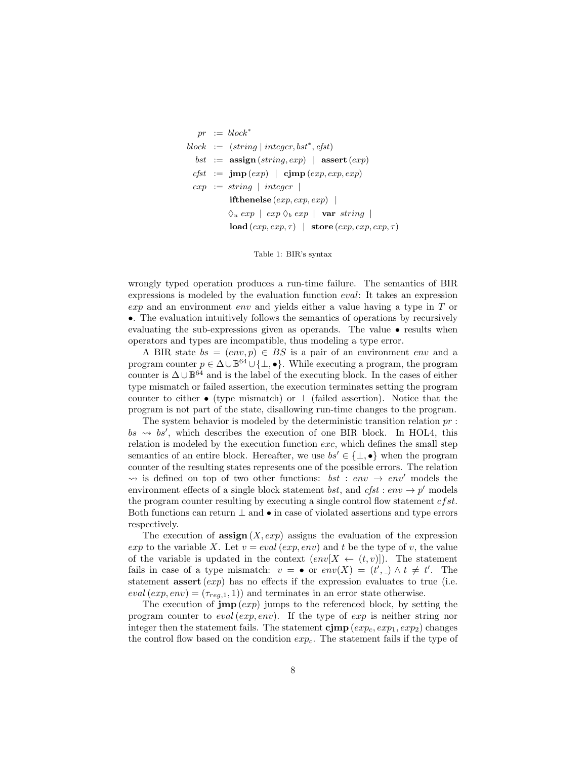$$
\begin{array}{rcl}
pr & := & block^{*} \\
block & := & (string \mid integer, bst^{*}, cfst) \\
bst & := & \textbf{assign}\,(string, exp) \;\mid\; \textbf{assert}\,(exp) \\
cfst & := & \textbf{jmp}\,(exp) \;\mid\; \textbf{cjmp}\,(exp, exp, exp) \\
exp & := & string \;\mid\; integer \;\mid \\
 & & \textbf{ifthenelse}\,(exp, exp, exp) \;\mid \\
 & & \Diamond_u\, exp \;\mid\; exp \Diamond_b\, exp \;\mid\; \textbf{var}\ string \;\mid \\
 & & \textbf{load}\,(exp, exp, \tau) \;\mid\; \textbf{store}\,(exp, exp, exp, \tau)
\end{array}
$$

Table 1: BIR's syntax

wrongly typed operation produces a run-time failure. The semantics of BIR expressions is modeled by the evaluation function *eval*: It takes an expression *exp* and an environment *env* and yields either a value having a type in $T$ or $\bullet$. The evaluation intuitively follows the semantics of operations by recursively evaluating the sub-expressions given as operands. The value $\bullet$ results when operators and types are incompatible, thus modeling a type error.

A BIR state $bs = (env, p) \in BS$ is a pair of an environment *env* and a program counter $p \in \Delta \cup \mathbb{B}^{64} \cup \{\bot, \bullet\}$. While executing a program, the program counter is $\Delta \cup \mathbb{B}^{64}$ and is the label of the executing block. In the cases of either type mismatch or failed assertion, the execution terminates setting the program counter to either $\bullet$ (type mismatch) or $\bot$ (failed assertion). Notice that the program is not part of the state, disallowing run-time changes to the program.

The system behavior is modeled by the deterministic transition relation $pr : bs \rightsquigarrow bs'$, which describes the execution of one BIR block. In HOL4, this relation is modeled by the execution function *exc*, which defines the small step semantics of an entire block. Hereafter, we use $bs' \in \{\bot, \bullet\}$ when the program counter of the resulting states represents one of the possible errors. The relation $\rightsquigarrow$ is defined on top of two other functions: $bst : env \rightarrow env'$ models the environment effects of a single block statement *bst*, and $cfst : env \rightarrow p'$ models the program counter resulting by executing a single control flow statement *cfst*. Both functions can return $\bot$ and $\bullet$ in case of violated assertions and type errors respectively.

The execution of $\textbf{assign}\,(X, exp)$ assigns the evaluation of the expression *exp* to the variable $X$. Let $v = eval\,(exp, env)$ and $t$ be the type of $v$, the value of the variable is updated in the context $(env[X \leftarrow (t, v)])$. The statement fails in case of a type mismatch: $v = \bullet$ or $env(X) = (t', \_) \wedge t \neq t'$. The statement $\textbf{assert}\,(exp)$ has no effects if the expression evaluates to true (i.e. $eval\,(exp, env) = (\tau_{reg,1}, 1)$) and terminates in an error state otherwise.

The execution of $\textbf{jmp}\,(exp)$ jumps to the referenced block, by setting the program counter to $eval\,(exp, env)$. If the type of *exp* is neither string nor integer then the statement fails. The statement $\textbf{cjmp}\,(exp_c, exp_1, exp_2)$ changes the control flow based on the condition $exp_c$. The statement fails if the type of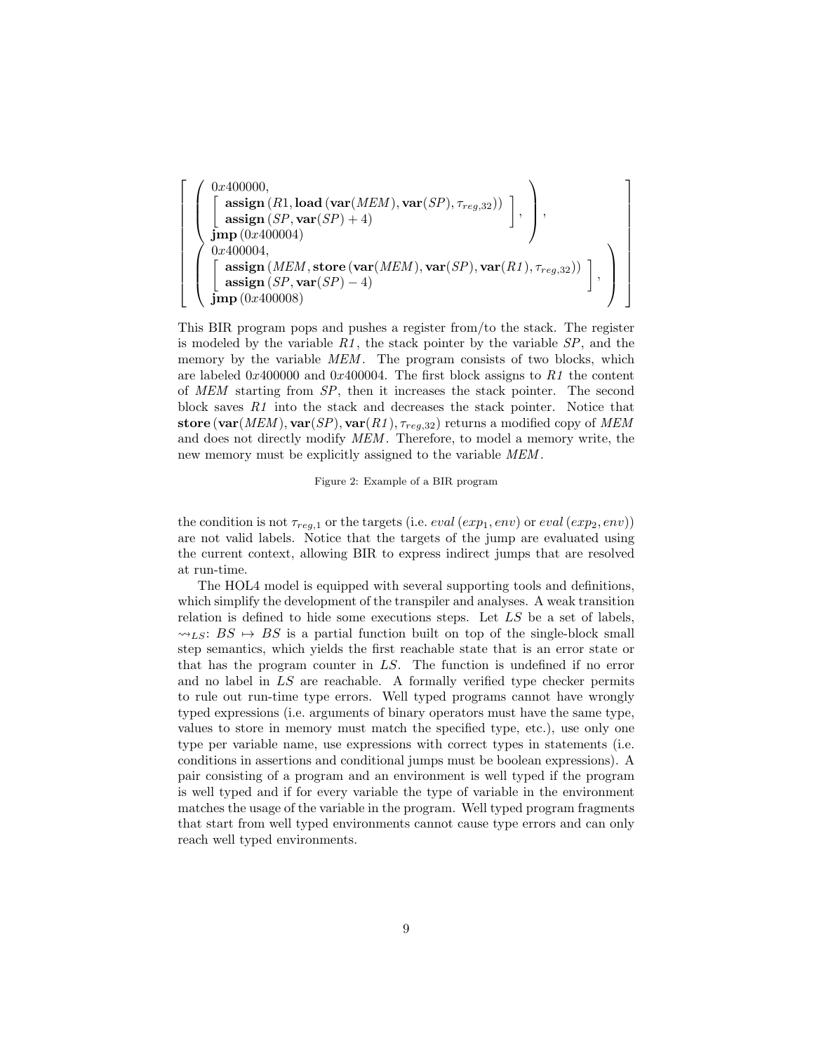$$
\left[
\begin{array}{l}
\left(
\begin{array}{l}
0x400000, \\
\left[
\begin{array}{l}
\textbf{assign}\,(R1, \textbf{load}\,(\textbf{var}(\mathit{MEM}), \textbf{var}(\mathit{SP}), \tau_{reg,32})) \\
\textbf{assign}\,(\mathit{SP}, \textbf{var}(\mathit{SP}) + 4)
\end{array}
\right], \\
\textbf{jmp}\,(0x400004)
\end{array}
\right), \\
\left(
\begin{array}{l}
0x400004, \\
\left[
\begin{array}{l}
\textbf{assign}\,(\mathit{MEM}, \textbf{store}\,(\textbf{var}(\mathit{MEM}), \textbf{var}(\mathit{SP}), \textbf{var}(\mathit{R1}), \tau_{reg,32})) \\
\textbf{assign}\,(\mathit{SP}, \textbf{var}(\mathit{SP}) - 4)
\end{array}
\right], \\
\textbf{jmp}\,(0x400008)
\end{array}
\right)
\end{array}
\right]
$$

This BIR program pops and pushes a register from/to the stack. The register is modeled by the variable *R1*, the stack pointer by the variable *SP*, and the memory by the variable *MEM*. The program consists of two blocks, which are labeled $0x400000$ and $0x400004$. The first block assigns to *R1* the content of *MEM* starting from *SP*, then it increases the stack pointer. The second block saves *R1* into the stack and decreases the stack pointer. Notice that $\textbf{store}\,(\textbf{var}(\mathit{MEM}), \textbf{var}(\mathit{SP}), \textbf{var}(\mathit{R1}), \tau_{reg,32})$ returns a modified copy of *MEM* and does not directly modify *MEM*. Therefore, to model a memory write, the new memory must be explicitly assigned to the variable *MEM*.

Figure 2: Example of a BIR program

the condition is not $\tau_{reg,1}$ or the targets (i.e. $eval\,(exp_1, env)$ or $eval\,(exp_2, env)$) are not valid labels. Notice that the targets of the jump are evaluated using the current context, allowing BIR to express indirect jumps that are resolved at run-time.

The HOL4 model is equipped with several supporting tools and definitions, which simplify the development of the transpiler and analyses. A weak transition relation is defined to hide some executions steps. Let $LS$ be a set of labels, $\rightsquigarrow_{LS}$: $BS \mapsto BS$ is a partial function built on top of the single-block small step semantics, which yields the first reachable state that is an error state or that has the program counter in $LS$. The function is undefined if no error and no label in $LS$ are reachable. A formally verified type checker permits to rule out run-time type errors. Well typed programs cannot have wrongly typed expressions (i.e. arguments of binary operators must have the same type, values to store in memory must match the specified type, etc.), use only one type per variable name, use expressions with correct types in statements (i.e. conditions in assertions and conditional jumps must be boolean expressions). A pair consisting of a program and an environment is well typed if the program is well typed and if for every variable the type of variable in the environment matches the usage of the variable in the program. Well typed program fragments that start from well typed environments cannot cause type errors and can only reach well typed environments.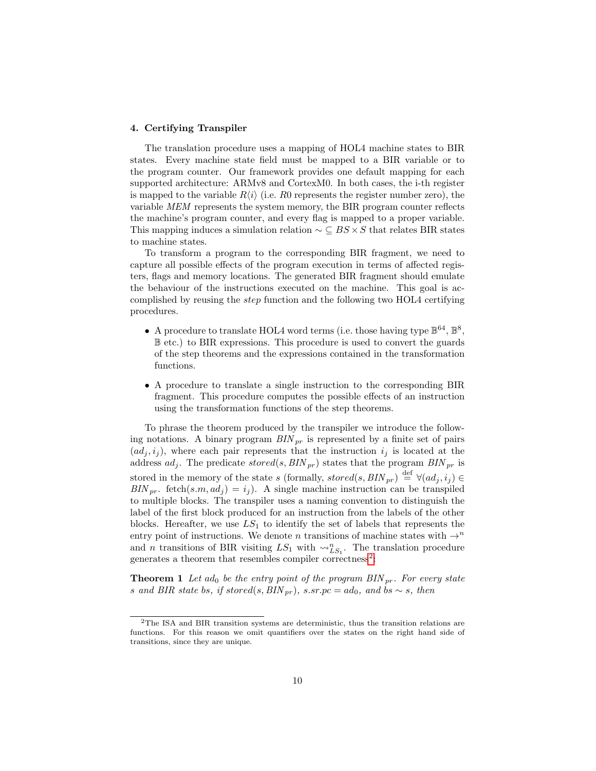## 4. Certifying Transpiler

The translation procedure uses a mapping of HOL4 machine states to BIR states. Every machine state field must be mapped to a BIR variable or to the program counter. Our framework provides one default mapping for each supported architecture: ARMv8 and CortexM0. In both cases, the i-th register is mapped to the variable $R\langle i\rangle$ (i.e. $R0$ represents the register number zero), the variable *MEM* represents the system memory, the BIR program counter reflects the machine's program counter, and every flag is mapped to a proper variable. This mapping induces a simulation relation $\sim \subseteq BS \times S$ that relates BIR states to machine states.

To transform a program to the corresponding BIR fragment, we need to capture all possible effects of the program execution in terms of affected registers, flags and memory locations. The generated BIR fragment should emulate the behaviour of the instructions executed on the machine. This goal is accomplished by reusing the *step* function and the following two HOL4 certifying procedures.

- A procedure to translate HOL4 word terms (i.e. those having type $\mathbb{B}^{64}$, $\mathbb{B}^{8}$, $\mathbb{B}$ etc.) to BIR expressions. This procedure is used to convert the guards of the step theorems and the expressions contained in the transformation functions.
- A procedure to translate a single instruction to the corresponding BIR fragment. This procedure computes the possible effects of an instruction using the transformation functions of the step theorems.

To phrase the theorem produced by the transpiler we introduce the following notations. A binary program $BIN_{pr}$ is represented by a finite set of pairs $(ad_j, i_j)$, where each pair represents that the instruction $i_j$ is located at the address $ad_j$. The predicate $stored(s, BIN_{pr})$ states that the program $BIN_{pr}$ is stored in the memory of the state $s$ (formally, $stored(s, BIN_{pr}) \stackrel{\text{def}}{=} \forall (ad_j, i_j) \in BIN_{pr}.\ \text{fetch}(s.m, ad_j) = i_j$). A single machine instruction can be transpiled to multiple blocks. The transpiler uses a naming convention to distinguish the label of the first block produced for an instruction from the labels of the other blocks. Hereafter, we use $LS_1$ to identify the set of labels that represents the entry point of instructions. We denote $n$ transitions of machine states with $\rightarrow^n$ and $n$ transitions of BIR visiting $LS_1$ with $\rightsquigarrow^n_{LS_1}$. The translation procedure generates a theorem that resembles compiler correctness[2]:

**Theorem 1** *Let $ad_0$ be the entry point of the program $BIN_{pr}$. For every state $s$ and BIR state $bs$, if $stored(s, BIN_{pr})$, $s.sr.pc = ad_0$, and $bs \sim s$, then*

---

[2] The ISA and BIR transition systems are deterministic, thus the transition relations are functions. For this reason we omit quantifiers over the states on the right hand side of transitions, since they are unique.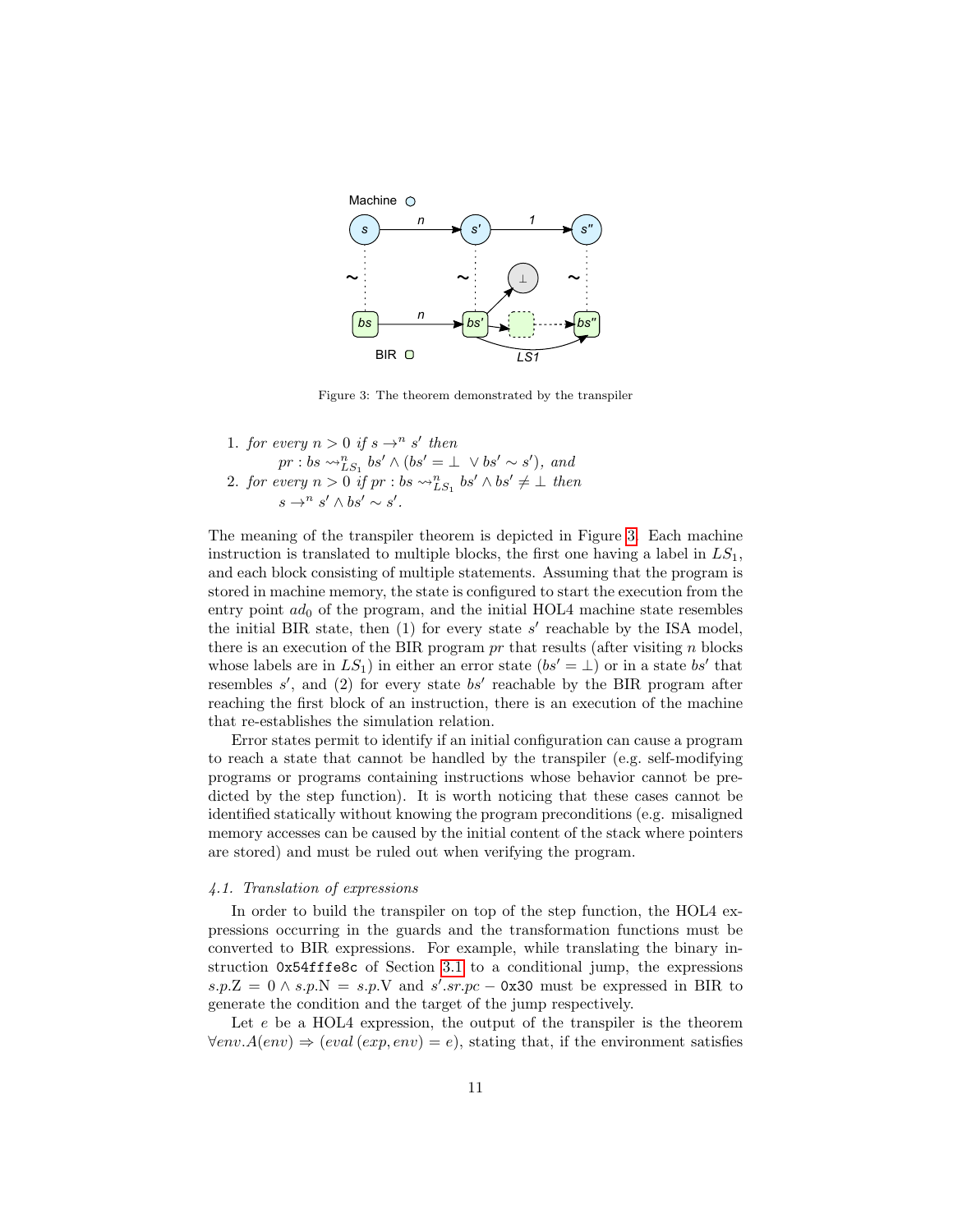Figure 3: The theorem demonstrated by the transpiler

1. *for every* $n > 0$ *if* $s \rightarrow^n s'$ *then*
   $pr : bs \rightsquigarrow^n_{LS_1} bs' \wedge (bs' = \perp \ \vee bs' \sim s')$*, and*
2. *for every* $n > 0$ *if* $pr : bs \rightsquigarrow^n_{LS_1} bs' \wedge bs' \neq \perp$ *then*
   $s \rightarrow^n s' \wedge bs' \sim s'$*.*

The meaning of the transpiler theorem is depicted in Figure 3. Each machine instruction is translated to multiple blocks, the first one having a label in $LS_1$, and each block consisting of multiple statements. Assuming that the program is stored in machine memory, the state is configured to start the execution from the entry point $ad_0$ of the program, and the initial HOL4 machine state resembles the initial BIR state, then (1) for every state $s'$ reachable by the ISA model, there is an execution of the BIR program $pr$ that results (after visiting $n$ blocks whose labels are in $LS_1$) in either an error state ($bs' = \perp$) or in a state $bs'$ that resembles $s'$, and (2) for every state $bs'$ reachable by the BIR program after reaching the first block of an instruction, there is an execution of the machine that re-establishes the simulation relation.

Error states permit to identify if an initial configuration can cause a program to reach a state that cannot be handled by the transpiler (e.g. self-modifying programs or programs containing instructions whose behavior cannot be predicted by the step function). It is worth noticing that these cases cannot be identified statically without knowing the program preconditions (e.g. misaligned memory accesses can be caused by the initial content of the stack where pointers are stored) and must be ruled out when verifying the program.

### *4.1. Translation of expressions*

In order to build the transpiler on top of the step function, the HOL4 expressions occurring in the guards and the transformation functions must be converted to BIR expressions. For example, while translating the binary instruction `0x54fffe8c` of Section 3.1 to a conditional jump, the expressions $s.p.\mathrm{Z} = 0 \wedge s.p.\mathrm{N} = s.p.\mathrm{V}$ and $s'.sr.pc - \texttt{0x30}$ must be expressed in BIR to generate the condition and the target of the jump respectively.

Let $e$ be a HOL4 expression, the output of the transpiler is the theorem $\forall env.A(env) \Rightarrow (eval\,(exp, env) = e)$, stating that, if the environment satisfies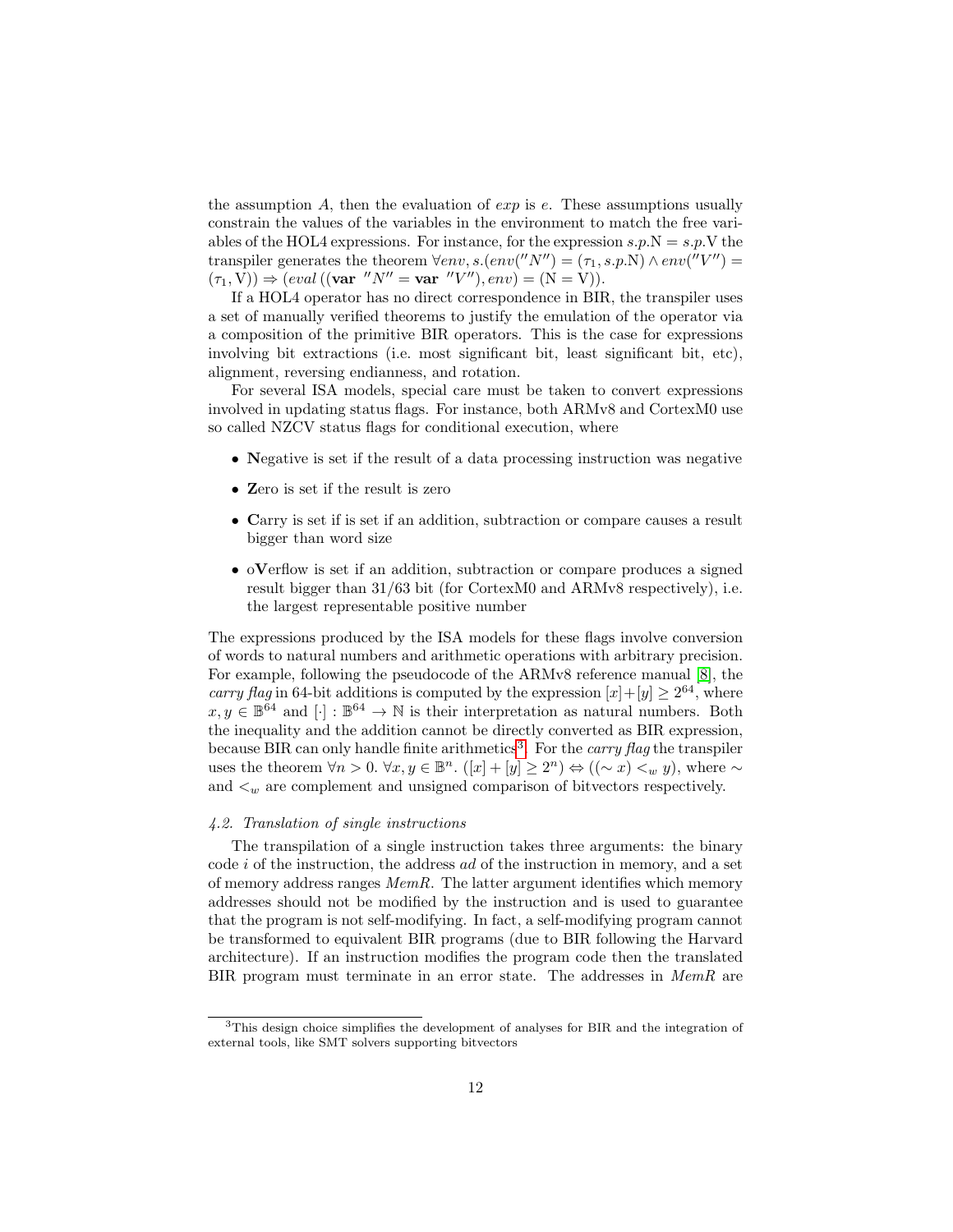the assumption $A$, then the evaluation of $exp$ is $e$. These assumptions usually constrain the values of the variables in the environment to match the free variables of the HOL4 expressions. For instance, for the expression $s.p.\text{N} = s.p.\text{V}$ the transpiler generates the theorem $\forall env, s.(env(''N'') = (\tau_1, s.p.\text{N}) \wedge env(''V'') = (\tau_1, \text{V})) \Rightarrow (eval\,((\textbf{var}\ ''N'' = \textbf{var}\ ''V''), env) = (\text{N} = \text{V}))$.

If a HOL4 operator has no direct correspondence in BIR, the transpiler uses a set of manually verified theorems to justify the emulation of the operator via a composition of the primitive BIR operators. This is the case for expressions involving bit extractions (i.e. most significant bit, least significant bit, etc), alignment, reversing endianness, and rotation.

For several ISA models, special care must be taken to convert expressions involved in updating status flags. For instance, both ARMv8 and CortexM0 use so called NZCV status flags for conditional execution, where

- **N**egative is set if the result of a data processing instruction was negative
- **Z**ero is set if the result is zero
- **C**arry is set if is set if an addition, subtraction or compare causes a result bigger than word size
- o**V**erflow is set if an addition, subtraction or compare produces a signed result bigger than 31/63 bit (for CortexM0 and ARMv8 respectively), i.e. the largest representable positive number

The expressions produced by the ISA models for these flags involve conversion of words to natural numbers and arithmetic operations with arbitrary precision. For example, following the pseudocode of the ARMv8 reference manual [8], the *carry flag* in 64-bit additions is computed by the expression $[x]+[y] \geq 2^{64}$, where $x, y \in \mathbb{B}^{64}$ and $[\cdot] : \mathbb{B}^{64} \rightarrow \mathbb{N}$ is their interpretation as natural numbers. Both the inequality and the addition cannot be directly converted as BIR expression, because BIR can only handle finite arithmetics[3]. For the *carry flag* the transpiler uses the theorem $\forall n > 0.\ \forall x, y \in \mathbb{B}^n.\ ([x] + [y] \geq 2^n) \Leftrightarrow ((\sim x) <_w y)$, where $\sim$ and $<_w$ are complement and unsigned comparison of bitvectors respectively.

### *4.2. Translation of single instructions*

The transpilation of a single instruction takes three arguments: the binary code $i$ of the instruction, the address $ad$ of the instruction in memory, and a set of memory address ranges *MemR*. The latter argument identifies which memory addresses should not be modified by the instruction and is used to guarantee that the program is not self-modifying. In fact, a self-modifying program cannot be transformed to equivalent BIR programs (due to BIR following the Harvard architecture). If an instruction modifies the program code then the translated BIR program must terminate in an error state. The addresses in *MemR* are

[3] This design choice simplifies the development of analyses for BIR and the integration of external tools, like SMT solvers supporting bitvectors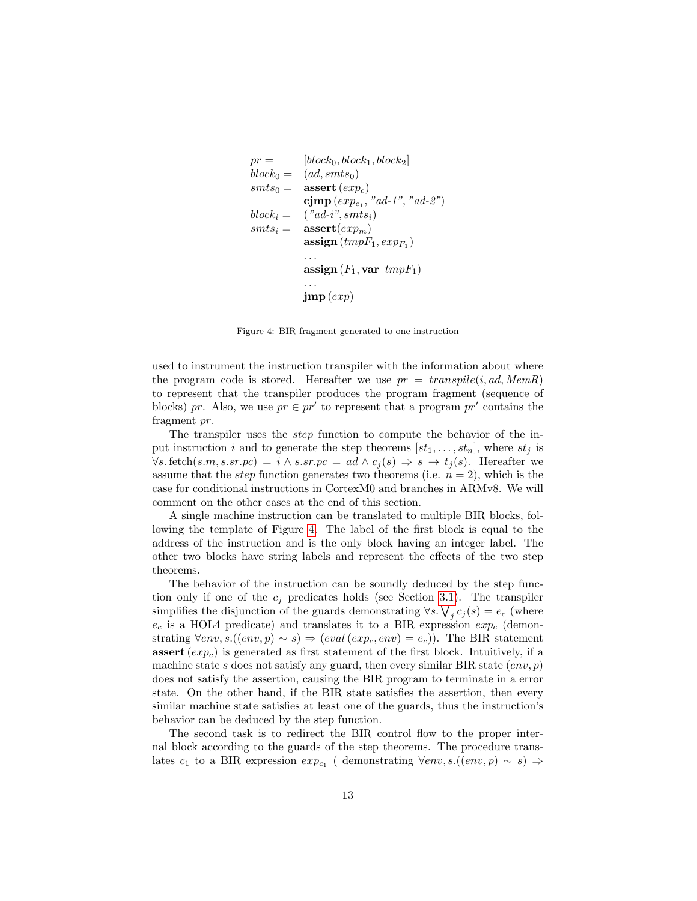$$
\begin{array}{ll}
pr = & [block_0, block_1, block_2] \\
block_0 = & (ad, smts_0) \\
smts_0 = & \textbf{assert}\,(exp_c) \\
 & \textbf{cjmp}\,(exp_{c_1}, \text{"ad-1"}, \text{"ad-2"}) \\
block_i = & (\text{"ad-i"}, smts_i) \\
smts_i = & \textbf{assert}(exp_m) \\
 & \textbf{assign}\,(tmpF_1, exp_{F_1}) \\
 & \ldots \\
 & \textbf{assign}\,(F_1, \textbf{var}\ \ tmpF_1) \\
 & \ldots \\
 & \textbf{jmp}\,(exp)
\end{array}
$$

Figure 4: BIR fragment generated to one instruction

used to instrument the instruction transpiler with the information about where the program code is stored. Hereafter we use $pr = transpile(i, ad, MemR)$ to represent that the transpiler produces the program fragment (sequence of blocks) $pr$. Also, we use $pr \in pr'$ to represent that a program $pr'$ contains the fragment $pr$.

The transpiler uses the *step* function to compute the behavior of the input instruction $i$ and to generate the step theorems $[st_1, \ldots, st_n]$, where $st_j$ is $\forall s. \text{fetch}(s.m, s.sr.pc) = i \wedge s.sr.pc = ad \wedge c_j(s) \Rightarrow s \to t_j(s)$. Hereafter we assume that the *step* function generates two theorems (i.e. $n = 2$), which is the case for conditional instructions in CortexM0 and branches in ARMv8. We will comment on the other cases at the end of this section.

A single machine instruction can be translated to multiple BIR blocks, following the template of Figure 4. The label of the first block is equal to the address of the instruction and is the only block having an integer label. The other two blocks have string labels and represent the effects of the two step theorems.

The behavior of the instruction can be soundly deduced by the step function only if one of the $c_j$ predicates holds (see Section 3.1). The transpiler simplifies the disjunction of the guards demonstrating $\forall s. \bigvee_j c_j(s) = e_c$ (where $e_c$ is a HOL4 predicate) and translates it to a BIR expression $exp_c$ (demonstrating $\forall env, s.((env, p) \sim s) \Rightarrow (eval\,(exp_c, env) = e_c)$). The BIR statement **assert** $(exp_c)$ is generated as first statement of the first block. Intuitively, if a machine state $s$ does not satisfy any guard, then every similar BIR state $(env, p)$ does not satisfy the assertion, causing the BIR program to terminate in a error state. On the other hand, if the BIR state satisfies the assertion, then every similar machine state satisfies at least one of the guards, thus the instruction's behavior can be deduced by the step function.

The second task is to redirect the BIR control flow to the proper internal block according to the guards of the step theorems. The procedure translates $c_1$ to a BIR expression $exp_{c_1}$ ( demonstrating $\forall env, s.((env, p) \sim s) \Rightarrow$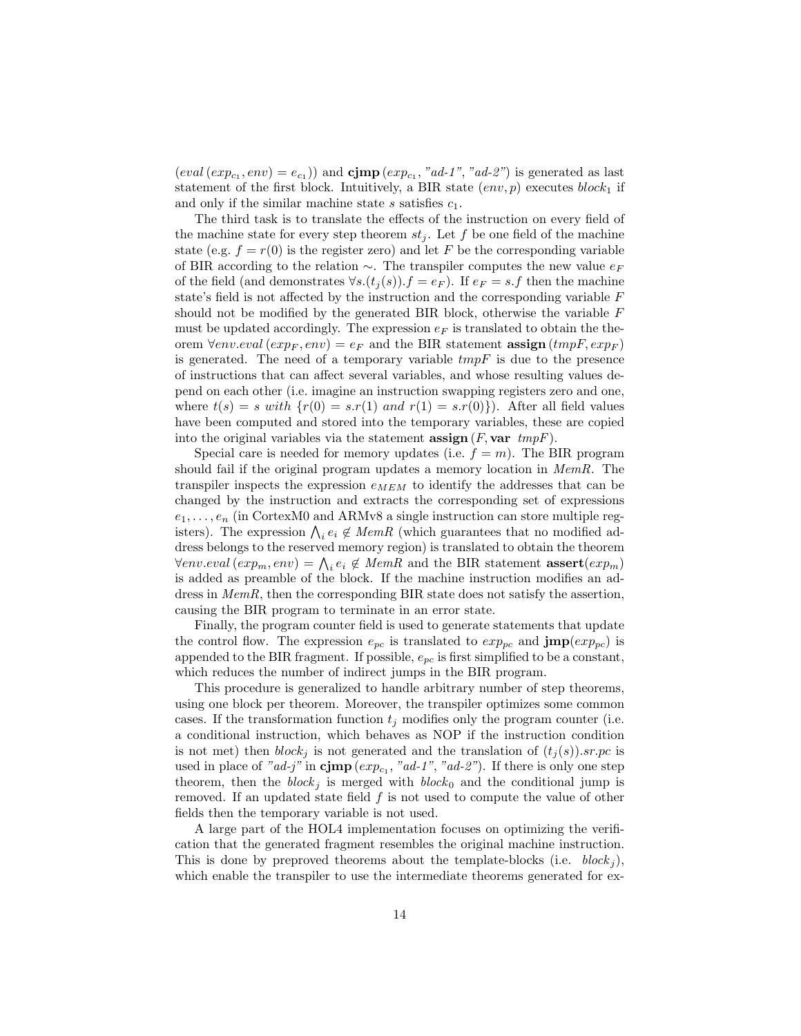$(eval\,(exp_{c_1}, env) = e_{c_1}))$ and $\mathbf{cjmp}\,(exp_{c_1}, \text{"ad-1"}, \text{"ad-2"})$ is generated as last statement of the first block. Intuitively, a BIR state $(env, p)$ executes $block_1$ if and only if the similar machine state $s$ satisfies $c_1$.

The third task is to translate the effects of the instruction on every field of the machine state for every step theorem $st_j$. Let $f$ be one field of the machine state (e.g. $f = r(0)$ is the register zero) and let $F$ be the corresponding variable of BIR according to the relation $\sim$. The transpiler computes the new value $e_F$ of the field (and demonstrates $\forall s.(t_j(s)).f = e_F$). If $e_F = s.f$ then the machine state's field is not affected by the instruction and the corresponding variable $F$ should not be modified by the generated BIR block, otherwise the variable $F$ must be updated accordingly. The expression $e_F$ is translated to obtain the theorem $\forall env.eval\,(exp_F, env) = e_F$ and the BIR statement $\mathbf{assign}\,(tmpF, exp_F)$ is generated. The need of a temporary variable $tmpF$ is due to the presence of instructions that can affect several variables, and whose resulting values depend on each other (i.e. imagine an instruction swapping registers zero and one, where $t(s) = s\ with\ \{r(0) = s.r(1)\ and\ r(1) = s.r(0)\}$). After all field values have been computed and stored into the temporary variables, these are copied into the original variables via the statement $\mathbf{assign}\,(F, \mathbf{var}\ \ tmpF)$.

Special care is needed for memory updates (i.e. $f = m$). The BIR program should fail if the original program updates a memory location in $MemR$. The transpiler inspects the expression $e_{MEM}$ to identify the addresses that can be changed by the instruction and extracts the corresponding set of expressions $e_1, \ldots, e_n$ (in CortexM0 and ARMv8 a single instruction can store multiple registers). The expression $\bigwedge_i e_i \notin MemR$ (which guarantees that no modified address belongs to the reserved memory region) is translated to obtain the theorem $\forall env.eval\,(exp_m, env) = \bigwedge_i e_i \notin MemR$ and the BIR statement $\mathbf{assert}(exp_m)$ is added as preamble of the block. If the machine instruction modifies an address in $MemR$, then the corresponding BIR state does not satisfy the assertion, causing the BIR program to terminate in an error state.

Finally, the program counter field is used to generate statements that update the control flow. The expression $e_{pc}$ is translated to $exp_{pc}$ and $\mathbf{jmp}(exp_{pc})$ is appended to the BIR fragment. If possible, $e_{pc}$ is first simplified to be a constant, which reduces the number of indirect jumps in the BIR program.

This procedure is generalized to handle arbitrary number of step theorems, using one block per theorem. Moreover, the transpiler optimizes some common cases. If the transformation function $t_j$ modifies only the program counter (i.e. a conditional instruction, which behaves as NOP if the instruction condition is not met) then $block_j$ is not generated and the translation of $(t_j(s)).sr.pc$ is used in place of *"ad-j"* in $\mathbf{cjmp}\,(exp_{c_1}, \text{"ad-1"}, \text{"ad-2"})$. If there is only one step theorem, then the $block_j$ is merged with $block_0$ and the conditional jump is removed. If an updated state field $f$ is not used to compute the value of other fields then the temporary variable is not used.

A large part of the HOL4 implementation focuses on optimizing the verification that the generated fragment resembles the original machine instruction. This is done by preproved theorems about the template-blocks (i.e. $block_j$), which enable the transpiler to use the intermediate theorems generated for ex-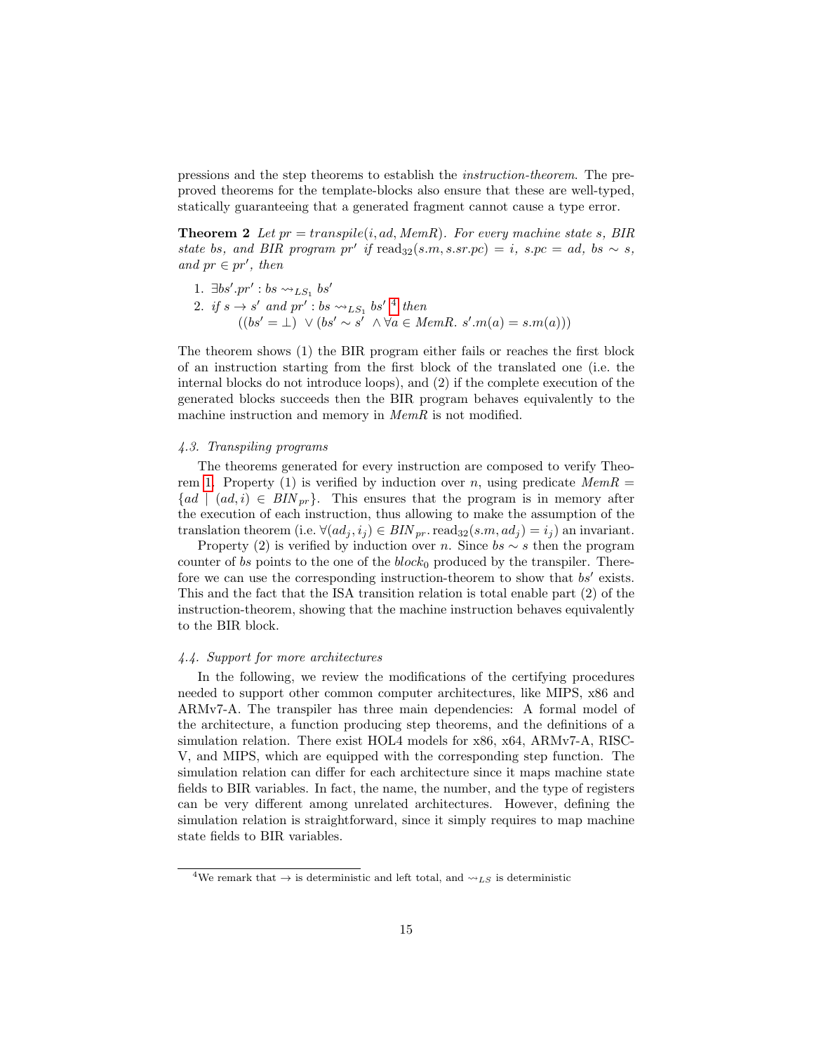pressions and the step theorems to establish the *instruction-theorem*. The pre-proved theorems for the template-blocks also ensure that these are well-typed, statically guaranteeing that a generated fragment cannot cause a type error.

**Theorem 2** *Let $pr = transpile(i, ad, MemR)$. For every machine state $s$, BIR state $bs$, and BIR program $pr'$ if $\text{read}_{32}(s.m, s.sr.pc) = i$, $s.pc = ad$, $bs \sim s$, and $pr \in pr'$, then*

1. $\exists bs'.pr' : bs \rightsquigarrow_{LS_1} bs'$
2. *if* $s \to s'$ *and* $pr' : bs \rightsquigarrow_{LS_1} bs'$ [4] *then*
   $((bs' = \bot) \lor (bs' \sim s' \land \forall a \in MemR.\ s'.m(a) = s.m(a)))$

The theorem shows (1) the BIR program either fails or reaches the first block of an instruction starting from the first block of the translated one (i.e. the internal blocks do not introduce loops), and (2) if the complete execution of the generated blocks succeeds then the BIR program behaves equivalently to the machine instruction and memory in *MemR* is not modified.

### 4.3. Transpiling programs

The theorems generated for every instruction are composed to verify Theorem 1. Property (1) is verified by induction over $n$, using predicate $MemR = \{ad \mid (ad, i) \in BIN_{pr}\}$. This ensures that the program is in memory after the execution of each instruction, thus allowing to make the assumption of the translation theorem (i.e. $\forall (ad_j, i_j) \in BIN_{pr}.\, \text{read}_{32}(s.m, ad_j) = i_j$) an invariant.

Property (2) is verified by induction over $n$. Since $bs \sim s$ then the program counter of $bs$ points to the one of the $block_0$ produced by the transpiler. Therefore we can use the corresponding instruction-theorem to show that $bs'$ exists. This and the fact that the ISA transition relation is total enable part (2) of the instruction-theorem, showing that the machine instruction behaves equivalently to the BIR block.

### 4.4. Support for more architectures

In the following, we review the modifications of the certifying procedures needed to support other common computer architectures, like MIPS, x86 and ARMv7-A. The transpiler has three main dependencies: A formal model of the architecture, a function producing step theorems, and the definitions of a simulation relation. There exist HOL4 models for x86, x64, ARMv7-A, RISC-V, and MIPS, which are equipped with the corresponding step function. The simulation relation can differ for each architecture since it maps machine state fields to BIR variables. In fact, the name, the number, and the type of registers can be very different among unrelated architectures. However, defining the simulation relation is straightforward, since it simply requires to map machine state fields to BIR variables.

[4] We remark that $\to$ is deterministic and left total, and $\rightsquigarrow_{LS}$ is deterministic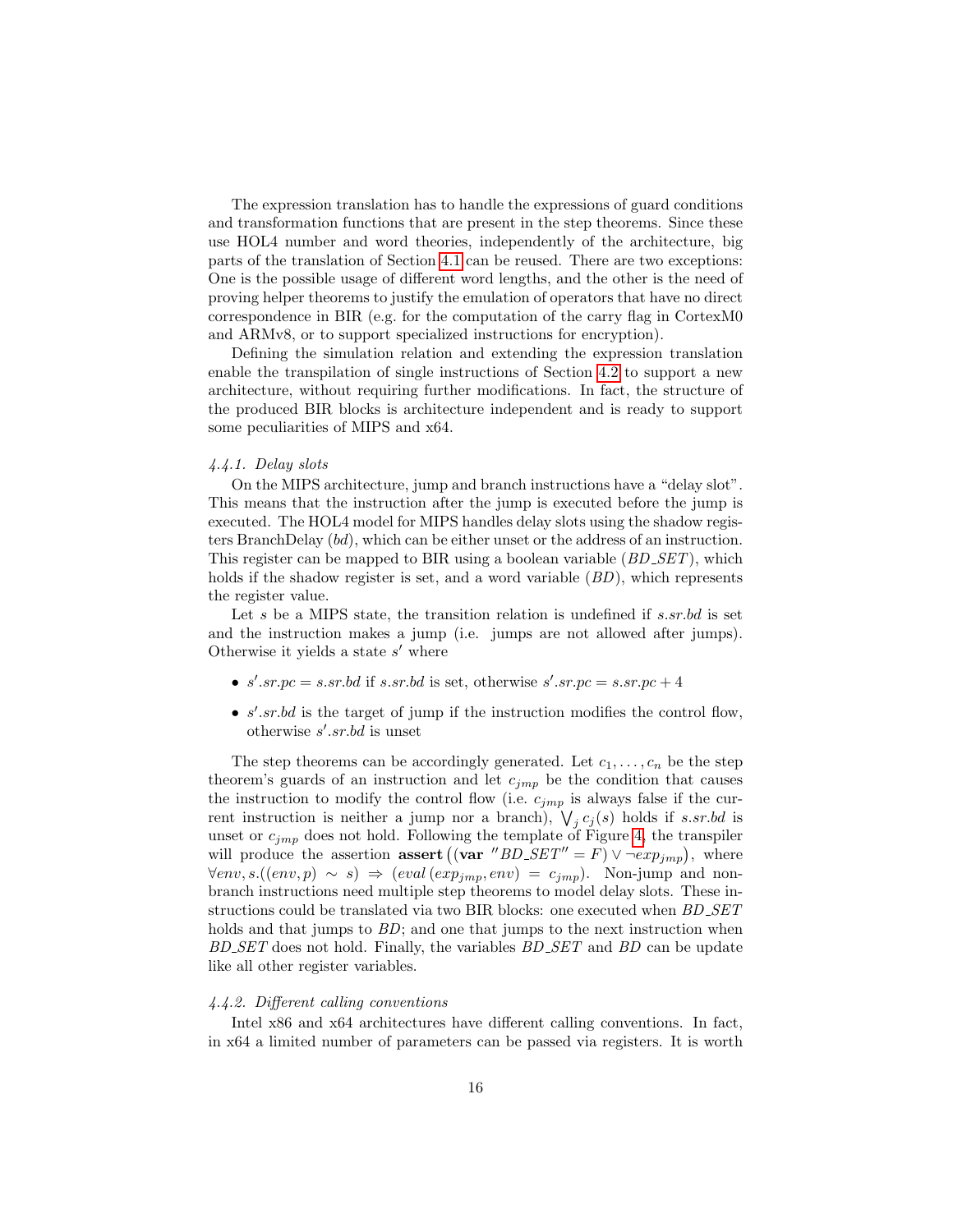The expression translation has to handle the expressions of guard conditions and transformation functions that are present in the step theorems. Since these use HOL4 number and word theories, independently of the architecture, big parts of the translation of Section 4.1 can be reused. There are two exceptions: One is the possible usage of different word lengths, and the other is the need of proving helper theorems to justify the emulation of operators that have no direct correspondence in BIR (e.g. for the computation of the carry flag in CortexM0 and ARMv8, or to support specialized instructions for encryption).

Defining the simulation relation and extending the expression translation enable the transpilation of single instructions of Section 4.2 to support a new architecture, without requiring further modifications. In fact, the structure of the produced BIR blocks is architecture independent and is ready to support some peculiarities of MIPS and x64.

#### *4.4.1. Delay slots*

On the MIPS architecture, jump and branch instructions have a "delay slot". This means that the instruction after the jump is executed before the jump is executed. The HOL4 model for MIPS handles delay slots using the shadow registers BranchDelay ($bd$), which can be either unset or the address of an instruction. This register can be mapped to BIR using a boolean variable ($BD\_SET$), which holds if the shadow register is set, and a word variable ($BD$), which represents the register value.

Let $s$ be a MIPS state, the transition relation is undefined if $s.sr.bd$ is set and the instruction makes a jump (i.e. jumps are not allowed after jumps). Otherwise it yields a state $s'$ where

- $s'.sr.pc = s.sr.bd$ if $s.sr.bd$ is set, otherwise $s'.sr.pc = s.sr.pc + 4$
- $s'.sr.bd$ is the target of jump if the instruction modifies the control flow, otherwise $s'.sr.bd$ is unset

The step theorems can be accordingly generated. Let $c_1, \ldots, c_n$ be the step theorem's guards of an instruction and let $c_{jmp}$ be the condition that causes the instruction to modify the control flow (i.e. $c_{jmp}$ is always false if the current instruction is neither a jump nor a branch), $\bigvee_j c_j(s)$ holds if $s.sr.bd$ is unset or $c_{jmp}$ does not hold. Following the template of Figure 4, the transpiler will produce the assertion $\textbf{assert}\left((\textbf{var}\ ''BD\_SET'' = F) \vee \neg exp_{jmp}\right)$, where $\forall env, s.((env, p) \sim s) \Rightarrow (eval\,(exp_{jmp}, env) = c_{jmp})$. Non-jump and non-branch instructions need multiple step theorems to model delay slots. These instructions could be translated via two BIR blocks: one executed when $BD\_SET$ holds and that jumps to $BD$; and one that jumps to the next instruction when $BD\_SET$ does not hold. Finally, the variables $BD\_SET$ and $BD$ can be update like all other register variables.

#### *4.4.2. Different calling conventions*

Intel x86 and x64 architectures have different calling conventions. In fact, in x64 a limited number of parameters can be passed via registers. It is worth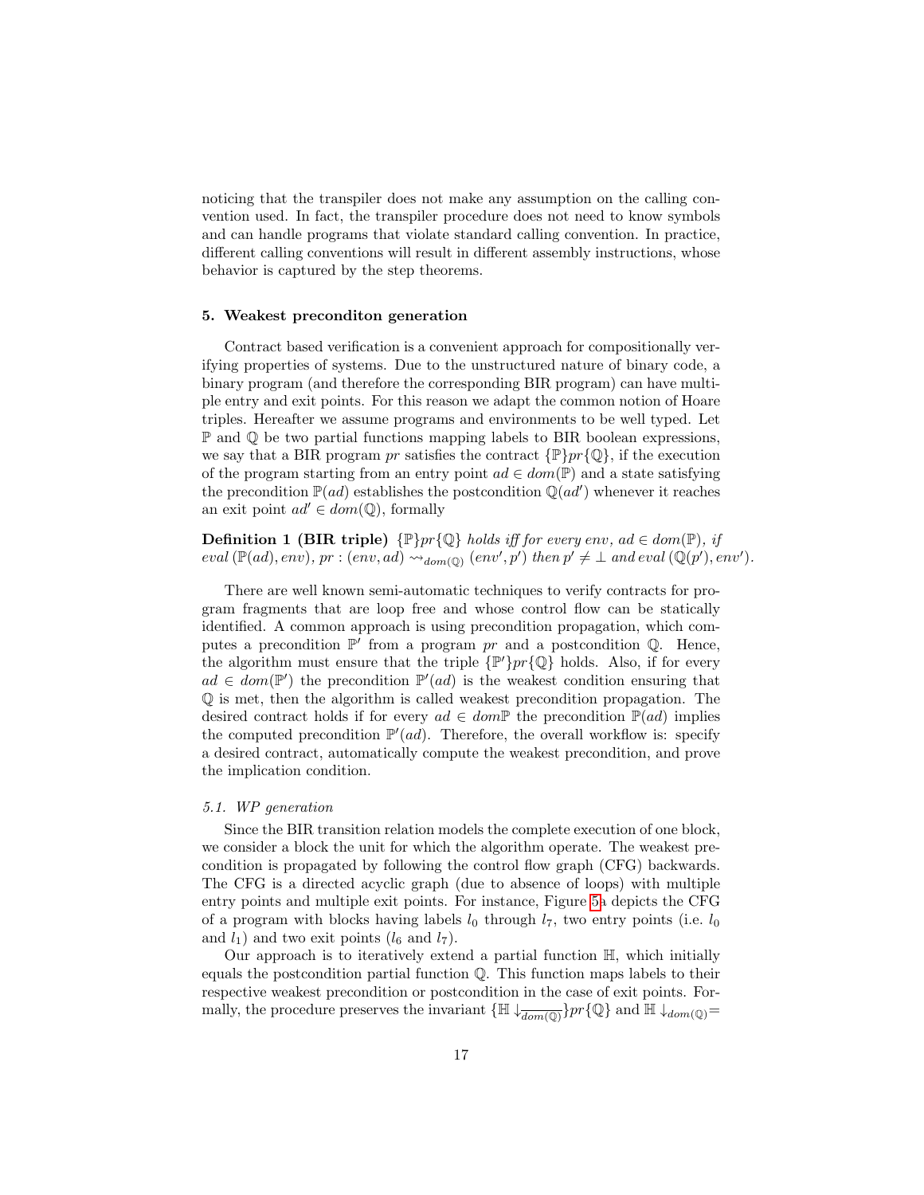noticing that the transpiler does not make any assumption on the calling convention used. In fact, the transpiler procedure does not need to know symbols and can handle programs that violate standard calling convention. In practice, different calling conventions will result in different assembly instructions, whose behavior is captured by the step theorems.

## 5. Weakest preconditon generation

Contract based verification is a convenient approach for compositionally verifying properties of systems. Due to the unstructured nature of binary code, a binary program (and therefore the corresponding BIR program) can have multiple entry and exit points. For this reason we adapt the common notion of Hoare triples. Hereafter we assume programs and environments to be well typed. Let $\mathbb{P}$ and $\mathbb{Q}$ be two partial functions mapping labels to BIR boolean expressions, we say that a BIR program $pr$ satisfies the contract $\{\mathbb{P}\}pr\{\mathbb{Q}\}$, if the execution of the program starting from an entry point $ad \in dom(\mathbb{P})$ and a state satisfying the precondition $\mathbb{P}(ad)$ establishes the postcondition $\mathbb{Q}(ad')$ whenever it reaches an exit point $ad' \in dom(\mathbb{Q})$, formally

**Definition 1 (BIR triple)** *$\{\mathbb{P}\}pr\{\mathbb{Q}\}$ holds iff for every $env$, $ad \in dom(\mathbb{P})$, if $eval\,(\mathbb{P}(ad), env)$, $pr : (env, ad) \rightsquigarrow_{dom(\mathbb{Q})} (env', p')$ then $p' \neq \bot$ and $eval\,(\mathbb{Q}(p'), env')$.*

There are well known semi-automatic techniques to verify contracts for program fragments that are loop free and whose control flow can be statically identified. A common approach is using precondition propagation, which computes a precondition $\mathbb{P}'$ from a program $pr$ and a postcondition $\mathbb{Q}$. Hence, the algorithm must ensure that the triple $\{\mathbb{P}'\}pr\{\mathbb{Q}\}$ holds. Also, if for every $ad \in dom(\mathbb{P}')$ the precondition $\mathbb{P}'(ad)$ is the weakest condition ensuring that $\mathbb{Q}$ is met, then the algorithm is called weakest precondition propagation. The desired contract holds if for every $ad \in dom\mathbb{P}$ the precondition $\mathbb{P}(ad)$ implies the computed precondition $\mathbb{P}'(ad)$. Therefore, the overall workflow is: specify a desired contract, automatically compute the weakest precondition, and prove the implication condition.

### 5.1. WP generation

Since the BIR transition relation models the complete execution of one block, we consider a block the unit for which the algorithm operate. The weakest precondition is propagated by following the control flow graph (CFG) backwards. The CFG is a directed acyclic graph (due to absence of loops) with multiple entry points and multiple exit points. For instance, Figure 5a depicts the CFG of a program with blocks having labels $l_0$ through $l_7$, two entry points (i.e. $l_0$ and $l_1$) and two exit points ($l_6$ and $l_7$).

Our approach is to iteratively extend a partial function $\mathbb{H}$, which initially equals the postcondition partial function $\mathbb{Q}$. This function maps labels to their respective weakest precondition or postcondition in the case of exit points. Formally, the procedure preserves the invariant $\{\mathbb{H}\downarrow_{\overline{dom(\mathbb{Q})}}\}pr\{\mathbb{Q}\}$ and $\mathbb{H}\downarrow_{dom(\mathbb{Q})}=$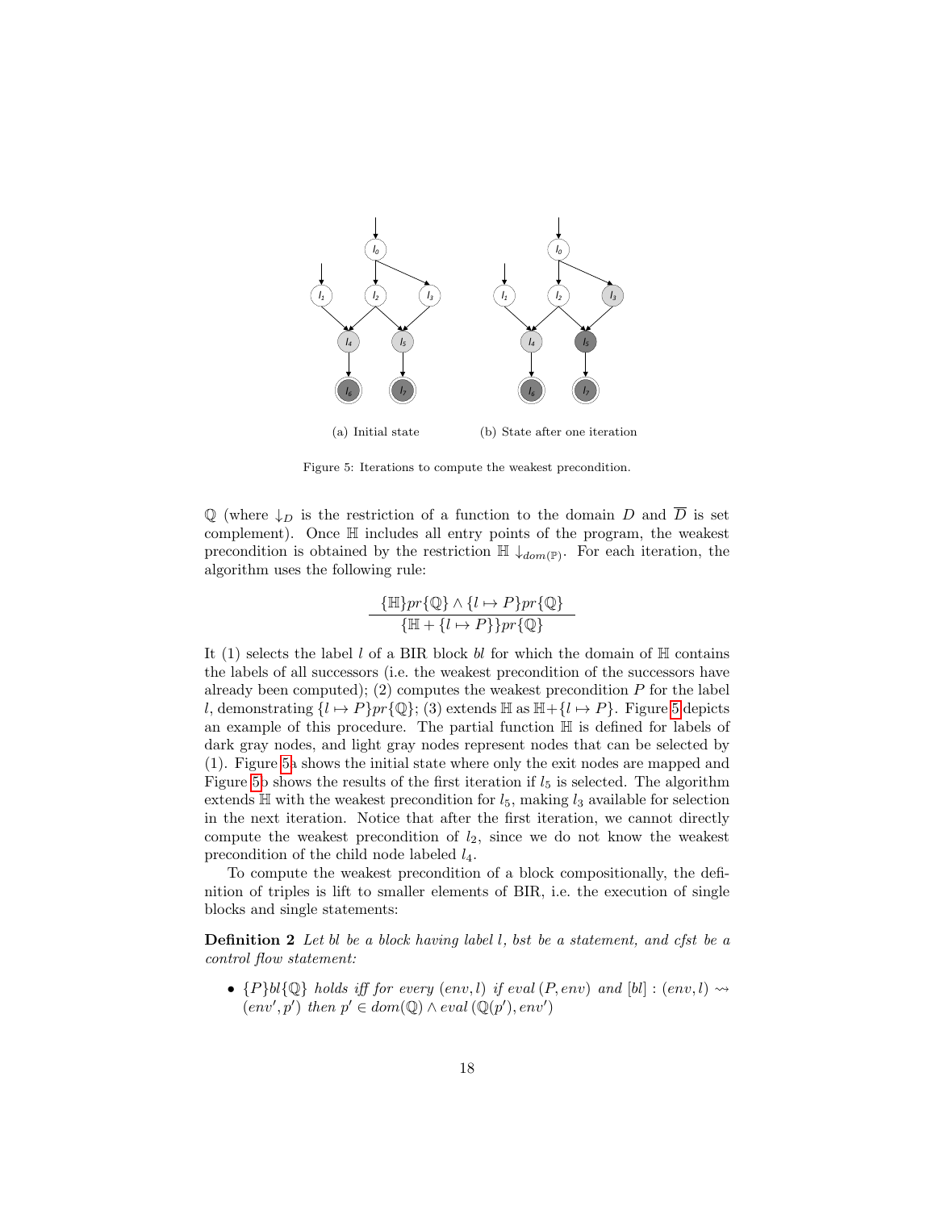(a) Initial state (b) State after one iteration

Figure 5: Iterations to compute the weakest precondition.

$\mathbb{Q}$ (where $\downarrow_D$ is the restriction of a function to the domain $D$ and $\overline{D}$ is set complement). Once $\mathbb{H}$ includes all entry points of the program, the weakest precondition is obtained by the restriction $\mathbb{H} \downarrow_{dom(\mathbb{P})}$. For each iteration, the algorithm uses the following rule:

$$\frac{\{\mathbb{H}\}pr\{\mathbb{Q}\} \wedge \{l \mapsto P\}pr\{\mathbb{Q}\}}{\{\mathbb{H} + \{l \mapsto P\}\}pr\{\mathbb{Q}\}}$$

It (1) selects the label $l$ of a BIR block $bl$ for which the domain of $\mathbb{H}$ contains the labels of all successors (i.e. the weakest precondition of the successors have already been computed); (2) computes the weakest precondition $P$ for the label $l$, demonstrating $\{l \mapsto P\}pr\{\mathbb{Q}\}$; (3) extends $\mathbb{H}$ as $\mathbb{H}+\{l \mapsto P\}$. Figure 5 depicts an example of this procedure. The partial function $\mathbb{H}$ is defined for labels of dark gray nodes, and light gray nodes represent nodes that can be selected by (1). Figure 5a shows the initial state where only the exit nodes are mapped and Figure 5b shows the results of the first iteration if $l_5$ is selected. The algorithm extends $\mathbb{H}$ with the weakest precondition for $l_5$, making $l_3$ available for selection in the next iteration. Notice that after the first iteration, we cannot directly compute the weakest precondition of $l_2$, since we do not know the weakest precondition of the child node labeled $l_4$.

To compute the weakest precondition of a block compositionally, the definition of triples is lift to smaller elements of BIR, i.e. the execution of single blocks and single statements:

**Definition 2** *Let bl be a block having label l, bst be a statement, and cfst be a control flow statement:*

- $\{P\}bl\{\mathbb{Q}\}$ *holds iff for every* $(env, l)$ *if* $eval\,(P, env)$ *and* $[bl] : (env, l) \rightsquigarrow (env', p')$ *then* $p' \in dom(\mathbb{Q}) \wedge eval\,(\mathbb{Q}(p'), env')$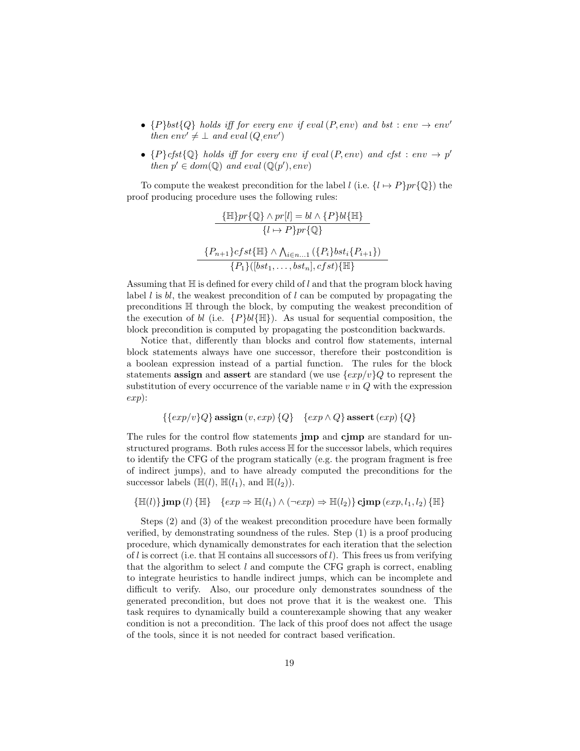- $\{P\}bst\{Q\}$ *holds iff for every env if eval* $(P, env)$ *and* $bst : env \rightarrow env'$ *then* $env' \neq \bot$ *and eval* $(Q, env')$

- $\{P\}cfst\{\mathbb{Q}\}$ *holds iff for every env if eval* $(P, env)$ *and* $cfst : env \rightarrow p'$ *then* $p' \in dom(\mathbb{Q})$ *and eval* $(\mathbb{Q}(p'), env)$

To compute the weakest precondition for the label $l$ (i.e. $\{l \mapsto P\}pr\{\mathbb{Q}\}$) the proof producing procedure uses the following rules:

$$\frac{\{\mathbb{H}\}pr\{\mathbb{Q}\} \wedge pr[l] = bl \wedge \{P\}bl\{\mathbb{H}\}}{\{l \mapsto P\}pr\{\mathbb{Q}\}}$$

$$\frac{\{P_{n+1}\}cfst\{\mathbb{H}\} \wedge \bigwedge_{i \in n \ldots 1} (\{P_i\}bst_i\{P_{i+1}\})}{\{P_1\}([bst_1, \ldots, bst_n], cfst)\{\mathbb{H}\}}$$

Assuming that $\mathbb{H}$ is defined for every child of $l$ and that the program block having label $l$ is $bl$, the weakest precondition of $l$ can be computed by propagating the preconditions $\mathbb{H}$ through the block, by computing the weakest precondition of the execution of $bl$ (i.e. $\{P\}bl\{\mathbb{H}\}$). As usual for sequential composition, the block precondition is computed by propagating the postcondition backwards.

Notice that, differently than blocks and control flow statements, internal block statements always have one successor, therefore their postcondition is a boolean expression instead of a partial function. The rules for the block statements **assign** and **assert** are standard (we use $\{exp/v\}Q$ to represent the substitution of every occurrence of the variable name $v$ in $Q$ with the expression $exp$):

$$\{\{exp/v\}Q\}\,\textbf{assign}\,(v, exp)\,\{Q\} \quad \{exp \wedge Q\}\,\textbf{assert}\,(exp)\,\{Q\}$$

The rules for the control flow statements **jmp** and **cjmp** are standard for unstructured programs. Both rules access $\mathbb{H}$ for the successor labels, which requires to identify the CFG of the program statically (e.g. the program fragment is free of indirect jumps), and to have already computed the preconditions for the successor labels ($\mathbb{H}(l)$, $\mathbb{H}(l_1)$, and $\mathbb{H}(l_2)$).

$$\{\mathbb{H}(l)\}\,\textbf{jmp}\,(l)\,\{\mathbb{H}\} \quad \{exp \Rightarrow \mathbb{H}(l_1) \wedge (\neg exp) \Rightarrow \mathbb{H}(l_2)\}\,\textbf{cjmp}\,(exp, l_1, l_2)\,\{\mathbb{H}\}$$

Steps (2) and (3) of the weakest precondition procedure have been formally verified, by demonstrating soundness of the rules. Step (1) is a proof producing procedure, which dynamically demonstrates for each iteration that the selection of $l$ is correct (i.e. that $\mathbb{H}$ contains all successors of $l$). This frees us from verifying that the algorithm to select $l$ and compute the CFG graph is correct, enabling to integrate heuristics to handle indirect jumps, which can be incomplete and difficult to verify. Also, our procedure only demonstrates soundness of the generated precondition, but does not prove that it is the weakest one. This task requires to dynamically build a counterexample showing that any weaker condition is not a precondition. The lack of this proof does not affect the usage of the tools, since it is not needed for contract based verification.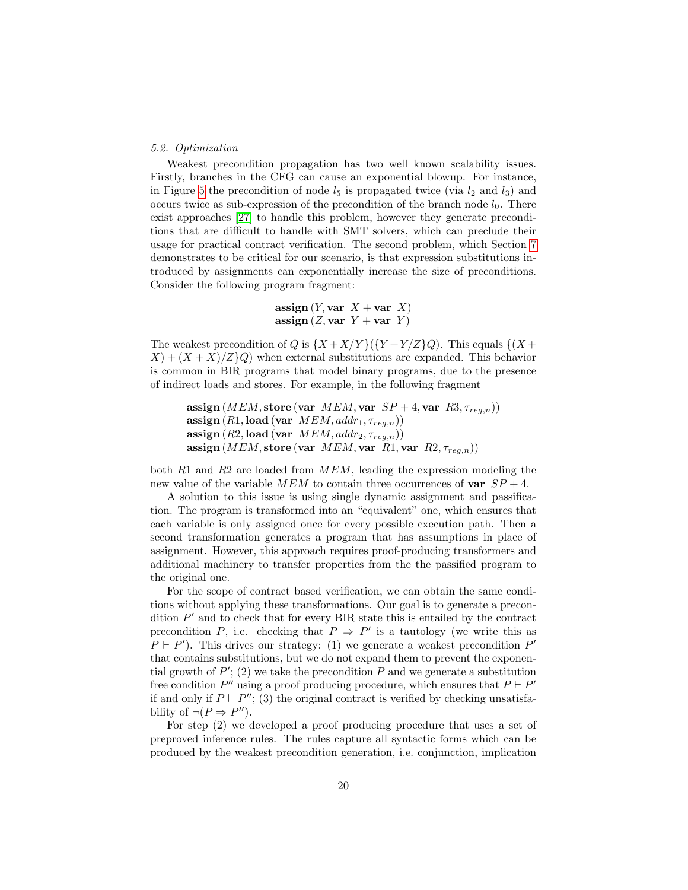### 5.2. Optimization

Weakest precondition propagation has two well known scalability issues. Firstly, branches in the CFG can cause an exponential blowup. For instance, in Figure 5 the precondition of node $l_5$ is propagated twice (via $l_2$ and $l_3$) and occurs twice as sub-expression of the precondition of the branch node $l_0$. There exist approaches [27] to handle this problem, however they generate preconditions that are difficult to handle with SMT solvers, which can preclude their usage for practical contract verification. The second problem, which Section 7 demonstrates to be critical for our scenario, is that expression substitutions introduced by assignments can exponentially increase the size of preconditions. Consider the following program fragment:

$$\begin{array}{l}\textbf{assign}\,(Y, \textbf{var}\ \ X + \textbf{var}\ \ X)\\ \textbf{assign}\,(Z, \textbf{var}\ \ Y + \textbf{var}\ \ Y)\end{array}$$

The weakest precondition of $Q$ is $\{X+X/Y\}(\{Y+Y/Z\}Q)$. This equals $\{(X+X)+(X+X)/Z\}Q)$ when external substitutions are expanded. This behavior is common in BIR programs that model binary programs, due to the presence of indirect loads and stores. For example, in the following fragment

$$\begin{array}{l}\textbf{assign}\,(MEM, \textbf{store}\,(\textbf{var}\ \ MEM, \textbf{var}\ \ SP+4, \textbf{var}\ \ R3, \tau_{reg,n}))\\ \textbf{assign}\,(R1, \textbf{load}\,(\textbf{var}\ \ MEM, addr_1, \tau_{reg,n}))\\ \textbf{assign}\,(R2, \textbf{load}\,(\textbf{var}\ \ MEM, addr_2, \tau_{reg,n}))\\ \textbf{assign}\,(MEM, \textbf{store}\,(\textbf{var}\ \ MEM, \textbf{var}\ \ R1, \textbf{var}\ \ R2, \tau_{reg,n}))\end{array}$$

both $R1$ and $R2$ are loaded from $MEM$, leading the expression modeling the new value of the variable $MEM$ to contain three occurrences of $\textbf{var}\ \ SP+4$.

A solution to this issue is using single dynamic assignment and passification. The program is transformed into an "equivalent" one, which ensures that each variable is only assigned once for every possible execution path. Then a second transformation generates a program that has assumptions in place of assignment. However, this approach requires proof-producing transformers and additional machinery to transfer properties from the the passified program to the original one.

For the scope of contract based verification, we can obtain the same conditions without applying these transformations. Our goal is to generate a precondition $P'$ and to check that for every BIR state this is entailed by the contract precondition $P$, i.e. checking that $P \Rightarrow P'$ is a tautology (we write this as $P \vdash P'$). This drives our strategy: (1) we generate a weakest precondition $P'$ that contains substitutions, but we do not expand them to prevent the exponential growth of $P'$; (2) we take the precondition $P$ and we generate a substitution free condition $P''$ using a proof producing procedure, which ensures that $P \vdash P'$ if and only if $P \vdash P''$; (3) the original contract is verified by checking unsatisfability of $\neg(P \Rightarrow P'')$.

For step (2) we developed a proof producing procedure that uses a set of preproved inference rules. The rules capture all syntactic forms which can be produced by the weakest precondition generation, i.e. conjunction, implication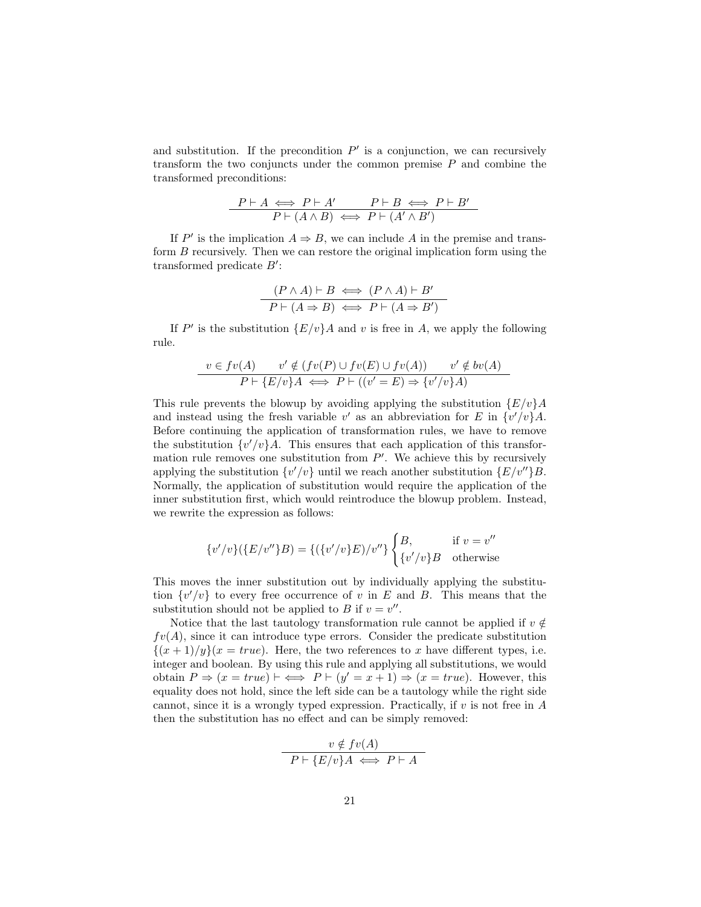and substitution. If the precondition $P'$ is a conjunction, we can recursively transform the two conjuncts under the common premise $P$ and combine the transformed preconditions:

$$\frac{P \vdash A \iff P \vdash A' \qquad P \vdash B \iff P \vdash B'}{P \vdash (A \wedge B) \iff P \vdash (A' \wedge B')}$$

If $P'$ is the implication $A \Rightarrow B$, we can include $A$ in the premise and transform $B$ recursively. Then we can restore the original implication form using the transformed predicate $B'$:

$$\frac{(P \wedge A) \vdash B \iff (P \wedge A) \vdash B'}{P \vdash (A \Rightarrow B) \iff P \vdash (A \Rightarrow B')}$$

If $P'$ is the substitution $\{E/v\}A$ and $v$ is free in $A$, we apply the following rule.

$$\frac{v \in fv(A) \qquad v' \notin (fv(P) \cup fv(E) \cup fv(A)) \qquad v' \notin bv(A)}{P \vdash \{E/v\}A \iff P \vdash ((v' = E) \Rightarrow \{v'/v\}A)}$$

This rule prevents the blowup by avoiding applying the substitution $\{E/v\}A$ and instead using the fresh variable $v'$ as an abbreviation for $E$ in $\{v'/v\}A$. Before continuing the application of transformation rules, we have to remove the substitution $\{v'/v\}A$. This ensures that each application of this transformation rule removes one substitution from $P'$. We achieve this by recursively applying the substitution $\{v'/v\}$ until we reach another substitution $\{E/v''\}B$. Normally, the application of substitution would require the application of the inner substitution first, which would reintroduce the blowup problem. Instead, we rewrite the expression as follows:

$$\{v'/v\}(\{E/v''\}B) = \{(\{v'/v\}E)/v''\} \begin{cases} B, & \text{if } v = v'' \\ \{v'/v\}B & \text{otherwise} \end{cases}$$

This moves the inner substitution out by individually applying the substitution $\{v'/v\}$ to every free occurrence of $v$ in $E$ and $B$. This means that the substitution should not be applied to $B$ if $v = v''$.

Notice that the last tautology transformation rule cannot be applied if $v \notin fv(A)$, since it can introduce type errors. Consider the predicate substitution $\{(x+1)/y\}(x = true)$. Here, the two references to $x$ have different types, i.e. integer and boolean. By using this rule and applying all substitutions, we would obtain $P \Rightarrow (x = true) \vdash \iff P \vdash (y' = x + 1) \Rightarrow (x = true)$. However, this equality does not hold, since the left side can be a tautology while the right side cannot, since it is a wrongly typed expression. Practically, if $v$ is not free in $A$ then the substitution has no effect and can be simply removed:

$$\frac{v \notin fv(A)}{P \vdash \{E/v\}A \iff P \vdash A}$$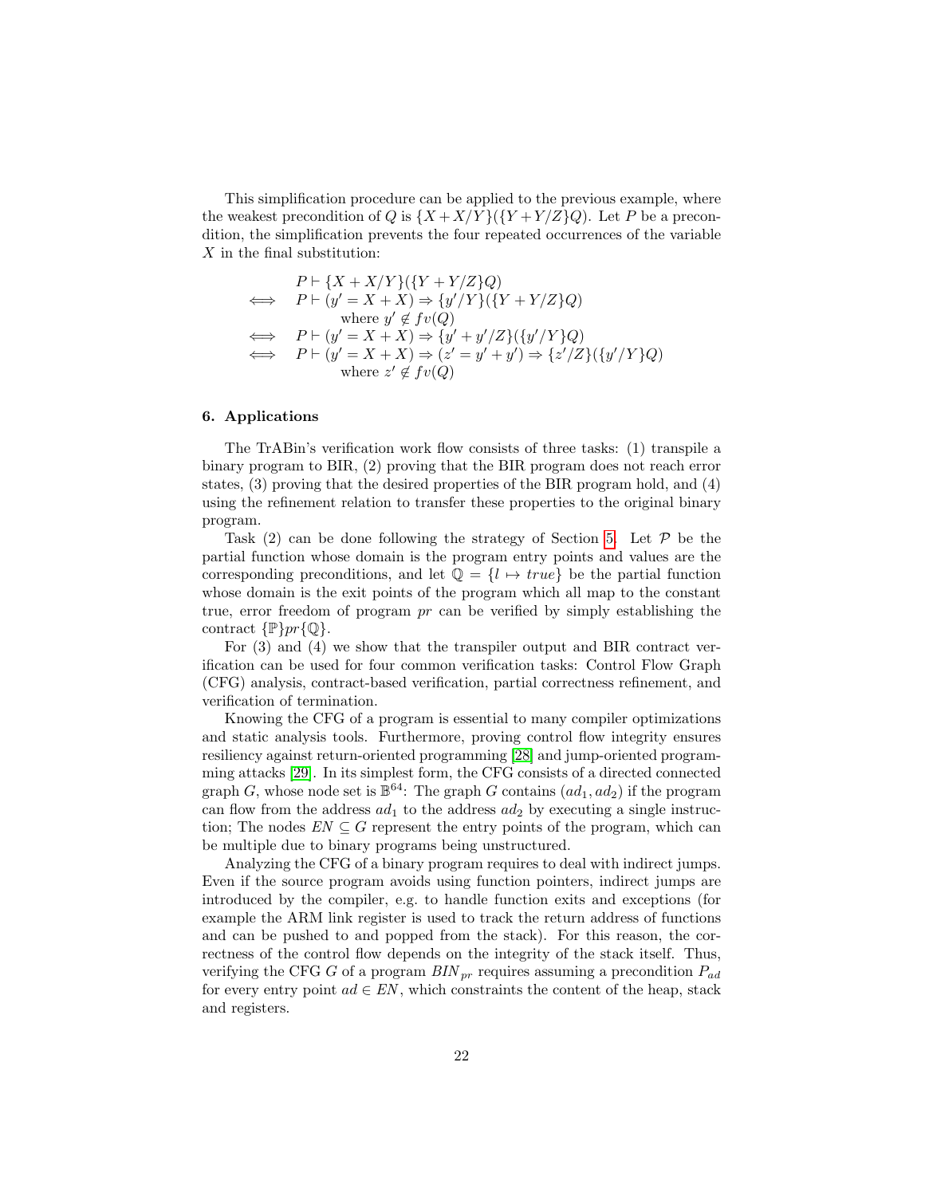This simplification procedure can be applied to the previous example, where the weakest precondition of $Q$ is $\{X+X/Y\}(\{Y+Y/Z\}Q)$. Let $P$ be a precondition, the simplification prevents the four repeated occurrences of the variable $X$ in the final substitution:

$$
\begin{array}{ll}
 & P \vdash \{X+X/Y\}(\{Y+Y/Z\}Q) \\
\iff & P \vdash (y' = X+X) \Rightarrow \{y'/Y\}(\{Y+Y/Z\}Q) \\
 & \quad \text{where } y' \notin fv(Q) \\
\iff & P \vdash (y' = X+X) \Rightarrow \{y'+y'/Z\}(\{y'/Y\}Q) \\
\iff & P \vdash (y' = X+X) \Rightarrow (z' = y'+y') \Rightarrow \{z'/Z\}(\{y'/Y\}Q) \\
 & \quad \text{where } z' \notin fv(Q)
\end{array}
$$

## 6. Applications

The TrABin's verification work flow consists of three tasks: (1) transpile a binary program to BIR, (2) proving that the BIR program does not reach error states, (3) proving that the desired properties of the BIR program hold, and (4) using the refinement relation to transfer these properties to the original binary program.

Task (2) can be done following the strategy of Section 5. Let $\mathcal{P}$ be the partial function whose domain is the program entry points and values are the corresponding preconditions, and let $\mathbb{Q} = \{l \mapsto true\}$ be the partial function whose domain is the exit points of the program which all map to the constant true, error freedom of program $pr$ can be verified by simply establishing the contract $\{\mathbb{P}\}pr\{\mathbb{Q}\}$.

For (3) and (4) we show that the transpiler output and BIR contract verification can be used for four common verification tasks: Control Flow Graph (CFG) analysis, contract-based verification, partial correctness refinement, and verification of termination.

Knowing the CFG of a program is essential to many compiler optimizations and static analysis tools. Furthermore, proving control flow integrity ensures resiliency against return-oriented programming [28] and jump-oriented programming attacks [29]. In its simplest form, the CFG consists of a directed connected graph $G$, whose node set is $\mathbb{B}^{64}$: The graph $G$ contains $(ad_1, ad_2)$ if the program can flow from the address $ad_1$ to the address $ad_2$ by executing a single instruction; The nodes $EN \subseteq G$ represent the entry points of the program, which can be multiple due to binary programs being unstructured.

Analyzing the CFG of a binary program requires to deal with indirect jumps. Even if the source program avoids using function pointers, indirect jumps are introduced by the compiler, e.g. to handle function exits and exceptions (for example the ARM link register is used to track the return address of functions and can be pushed to and popped from the stack). For this reason, the correctness of the control flow depends on the integrity of the stack itself. Thus, verifying the CFG $G$ of a program $BIN_{pr}$ requires assuming a precondition $P_{ad}$ for every entry point $ad \in EN$, which constraints the content of the heap, stack and registers.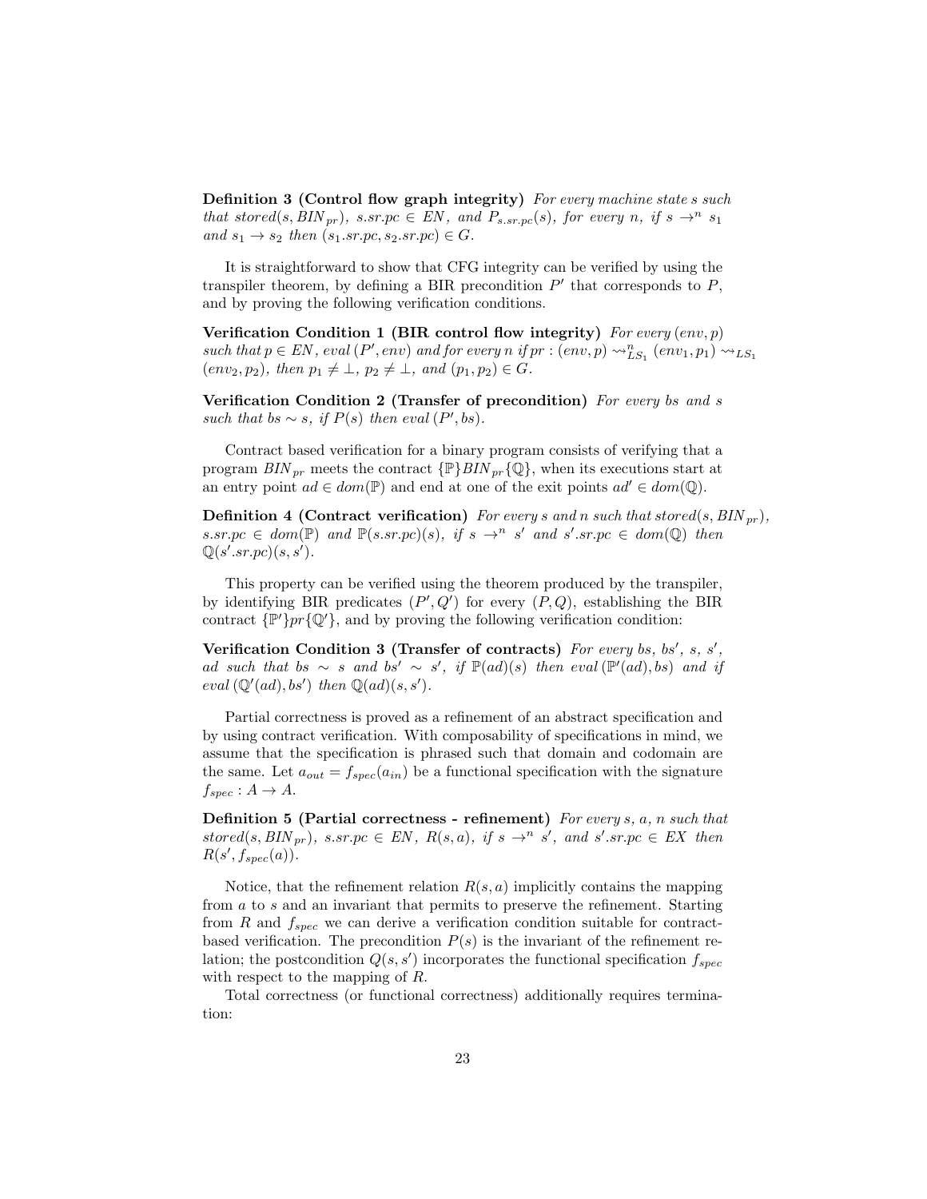**Definition 3 (Control flow graph integrity)** *For every machine state $s$ such that $stored(s, BIN_{pr})$, $s.sr.pc \in EN$, and $P_{s.sr.pc}(s)$, for every $n$, if $s \rightarrow^n s_1$ and $s_1 \rightarrow s_2$ then $(s_1.sr.pc, s_2.sr.pc) \in G$.*

It is straightforward to show that CFG integrity can be verified by using the transpiler theorem, by defining a BIR precondition $P'$ that corresponds to $P$, and by proving the following verification conditions.

**Verification Condition 1 (BIR control flow integrity)** *For every $(env, p)$ such that $p \in EN$, $eval\,(P', env)$ and for every $n$ if $pr : (env, p) \rightsquigarrow^n_{LS_1} (env_1, p_1) \rightsquigarrow_{LS_1} (env_2, p_2)$, then $p_1 \neq \bot$, $p_2 \neq \bot$, and $(p_1, p_2) \in G$.*

**Verification Condition 2 (Transfer of precondition)** *For every $bs$ and $s$ such that $bs \sim s$, if $P(s)$ then $eval\,(P', bs)$.*

Contract based verification for a binary program consists of verifying that a program $BIN_{pr}$ meets the contract $\{\mathbb{P}\}BIN_{pr}\{\mathbb{Q}\}$, when its executions start at an entry point $ad \in dom(\mathbb{P})$ and end at one of the exit points $ad' \in dom(\mathbb{Q})$.

**Definition 4 (Contract verification)** *For every $s$ and $n$ such that $stored(s, BIN_{pr})$, $s.sr.pc \in dom(\mathbb{P})$ and $\mathbb{P}(s.sr.pc)(s)$, if $s \rightarrow^n s'$ and $s'.sr.pc \in dom(\mathbb{Q})$ then $\mathbb{Q}(s'.sr.pc)(s, s')$.*

This property can be verified using the theorem produced by the transpiler, by identifying BIR predicates $(P', Q')$ for every $(P, Q)$, establishing the BIR contract $\{\mathbb{P}'\}pr\{\mathbb{Q}'\}$, and by proving the following verification condition:

**Verification Condition 3 (Transfer of contracts)** *For every $bs$, $bs'$, $s$, $s'$, $ad$ such that $bs \sim s$ and $bs' \sim s'$, if $\mathbb{P}(ad)(s)$ then $eval\,(\mathbb{P}'(ad), bs)$ and if $eval\,(\mathbb{Q}'(ad), bs')$ then $\mathbb{Q}(ad)(s, s')$.*

Partial correctness is proved as a refinement of an abstract specification and by using contract verification. With composability of specifications in mind, we assume that the specification is phrased such that domain and codomain are the same. Let $a_{out} = f_{spec}(a_{in})$ be a functional specification with the signature $f_{spec} : A \rightarrow A$.

**Definition 5 (Partial correctness - refinement)** *For every $s$, $a$, $n$ such that $stored(s, BIN_{pr})$, $s.sr.pc \in EN$, $R(s, a)$, if $s \rightarrow^n s'$, and $s'.sr.pc \in EX$ then $R(s', f_{spec}(a))$.*

Notice, that the refinement relation $R(s, a)$ implicitly contains the mapping from $a$ to $s$ and an invariant that permits to preserve the refinement. Starting from $R$ and $f_{spec}$ we can derive a verification condition suitable for contract-based verification. The precondition $P(s)$ is the invariant of the refinement relation; the postcondition $Q(s, s')$ incorporates the functional specification $f_{spec}$ with respect to the mapping of $R$.

Total correctness (or functional correctness) additionally requires termination: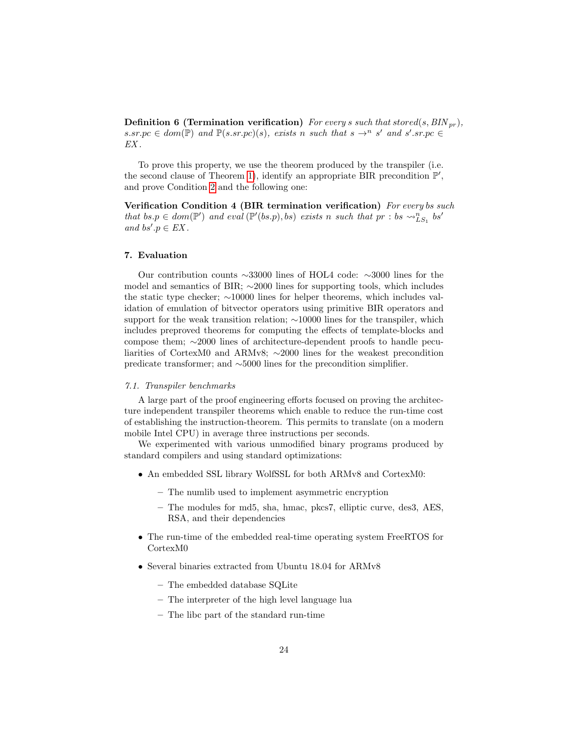**Definition 6 (Termination verification)** *For every $s$ such that $stored(s, BIN_{pr})$, $s.sr.pc \in dom(\mathbb{P})$ and $\mathbb{P}(s.sr.pc)(s)$, exists $n$ such that $s \rightarrow^n s'$ and $s'.sr.pc \in EX$.*

To prove this property, we use the theorem produced by the transpiler (i.e. the second clause of Theorem 1), identify an appropriate BIR precondition $\mathbb{P}'$, and prove Condition 2 and the following one:

**Verification Condition 4 (BIR termination verification)** *For every $bs$ such that $bs.p \in dom(\mathbb{P}')$ and $eval\,(\mathbb{P}'(bs.p), bs)$ exists $n$ such that $pr : bs \rightsquigarrow^n_{LS_1} bs'$ and $bs'.p \in EX$.*

## 7. Evaluation

Our contribution counts ∼33000 lines of HOL4 code: ∼3000 lines for the model and semantics of BIR; ∼2000 lines for supporting tools, which includes the static type checker; ∼10000 lines for helper theorems, which includes validation of emulation of bitvector operators using primitive BIR operators and support for the weak transition relation; ∼10000 lines for the transpiler, which includes preproved theorems for computing the effects of template-blocks and compose them; ∼2000 lines of architecture-dependent proofs to handle peculiarities of CortexM0 and ARMv8; ∼2000 lines for the weakest precondition predicate transformer; and ∼5000 lines for the precondition simplifier.

### 7.1. Transpiler benchmarks

A large part of the proof engineering efforts focused on proving the architecture independent transpiler theorems which enable to reduce the run-time cost of establishing the instruction-theorem. This permits to translate (on a modern mobile Intel CPU) in average three instructions per seconds.

We experimented with various unmodified binary programs produced by standard compilers and using standard optimizations:

- An embedded SSL library WolfSSL for both ARMv8 and CortexM0:
  - The numlib used to implement asymmetric encryption
  - The modules for md5, sha, hmac, pkcs7, elliptic curve, des3, AES, RSA, and their dependencies
- The run-time of the embedded real-time operating system FreeRTOS for CortexM0
- Several binaries extracted from Ubuntu 18.04 for ARMv8
  - The embedded database SQLite
  - The interpreter of the high level language lua
  - The libc part of the standard run-time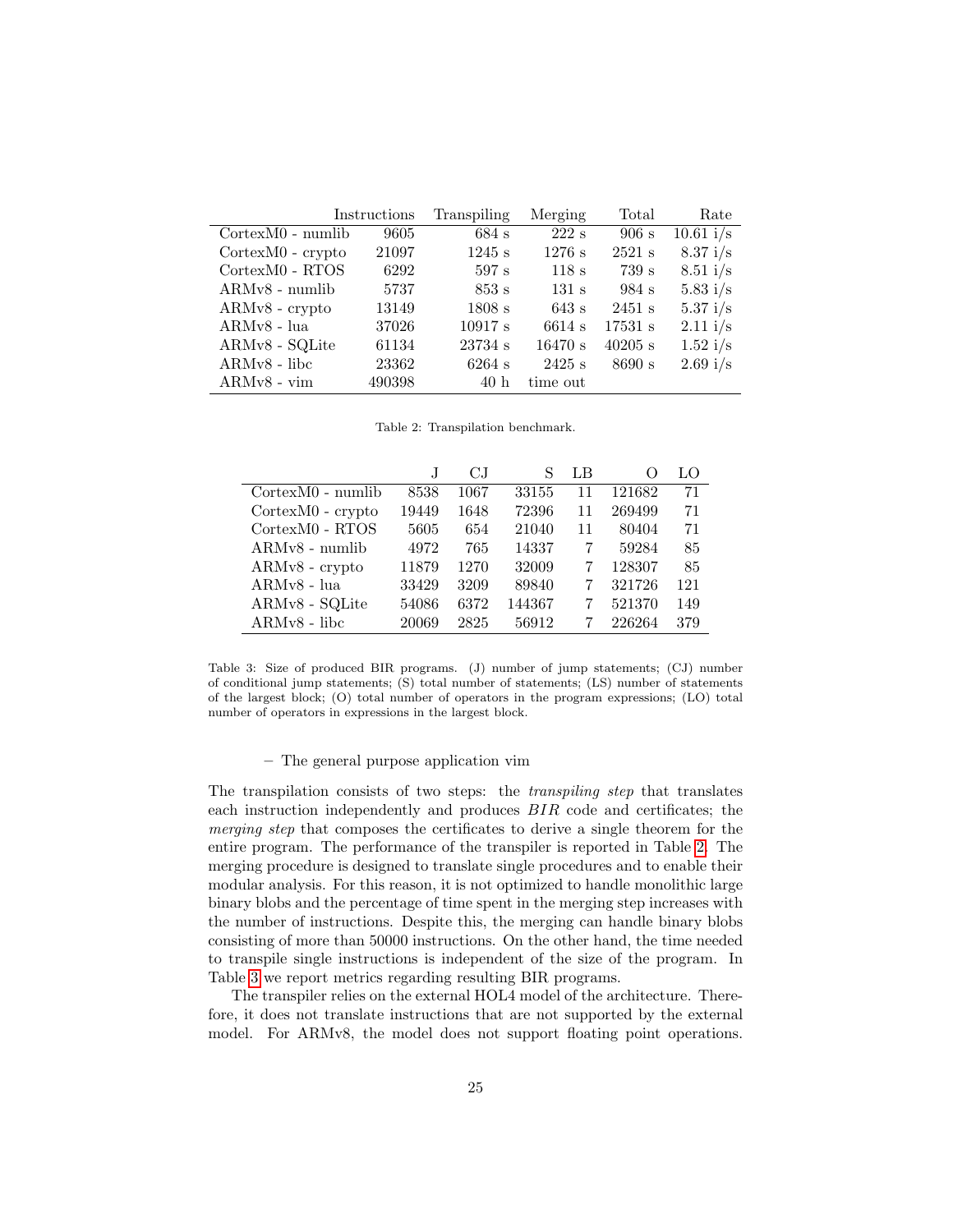| | Instructions | Transpiling | Merging | Total | Rate |
|---|---|---|---|---|---|
| CortexM0 - numlib | 9605 | 684 s | 222 s | 906 s | 10.61 i/s |
| CortexM0 - crypto | 21097 | 1245 s | 1276 s | 2521 s | 8.37 i/s |
| CortexM0 - RTOS | 6292 | 597 s | 118 s | 739 s | 8.51 i/s |
| ARMv8 - numlib | 5737 | 853 s | 131 s | 984 s | 5.83 i/s |
| ARMv8 - crypto | 13149 | 1808 s | 643 s | 2451 s | 5.37 i/s |
| ARMv8 - lua | 37026 | 10917 s | 6614 s | 17531 s | 2.11 i/s |
| ARMv8 - SQLite | 61134 | 23734 s | 16470 s | 40205 s | 1.52 i/s |
| ARMv8 - libc | 23362 | 6264 s | 2425 s | 8690 s | 2.69 i/s |
| ARMv8 - vim | 490398 | 40 h | time out | | |

Table 2: Transpilation benchmark.

| | J | CJ | S | LB | O | LO |
|---|---|---|---|---|---|---|
| CortexM0 - numlib | 8538 | 1067 | 33155 | 11 | 121682 | 71 |
| CortexM0 - crypto | 19449 | 1648 | 72396 | 11 | 269499 | 71 |
| CortexM0 - RTOS | 5605 | 654 | 21040 | 11 | 80404 | 71 |
| ARMv8 - numlib | 4972 | 765 | 14337 | 7 | 59284 | 85 |
| ARMv8 - crypto | 11879 | 1270 | 32009 | 7 | 128307 | 85 |
| ARMv8 - lua | 33429 | 3209 | 89840 | 7 | 321726 | 121 |
| ARMv8 - SQLite | 54086 | 6372 | 144367 | 7 | 521370 | 149 |
| ARMv8 - libc | 20069 | 2825 | 56912 | 7 | 226264 | 379 |

Table 3: Size of produced BIR programs. (J) number of jump statements; (CJ) number of conditional jump statements; (S) total number of statements; (LS) number of statements of the largest block; (O) total number of operators in the program expressions; (LO) total number of operators in expressions in the largest block.

– The general purpose application vim

The transpilation consists of two steps: the *transpiling step* that translates each instruction independently and produces *BIR* code and certificates; the *merging step* that composes the certificates to derive a single theorem for the entire program. The performance of the transpiler is reported in Table 2. The merging procedure is designed to translate single procedures and to enable their modular analysis. For this reason, it is not optimized to handle monolithic large binary blobs and the percentage of time spent in the merging step increases with the number of instructions. Despite this, the merging can handle binary blobs consisting of more than 50000 instructions. On the other hand, the time needed to transpile single instructions is independent of the size of the program. In Table 3 we report metrics regarding resulting BIR programs.

The transpiler relies on the external HOL4 model of the architecture. Therefore, it does not translate instructions that are not supported by the external model. For ARMv8, the model does not support floating point operations.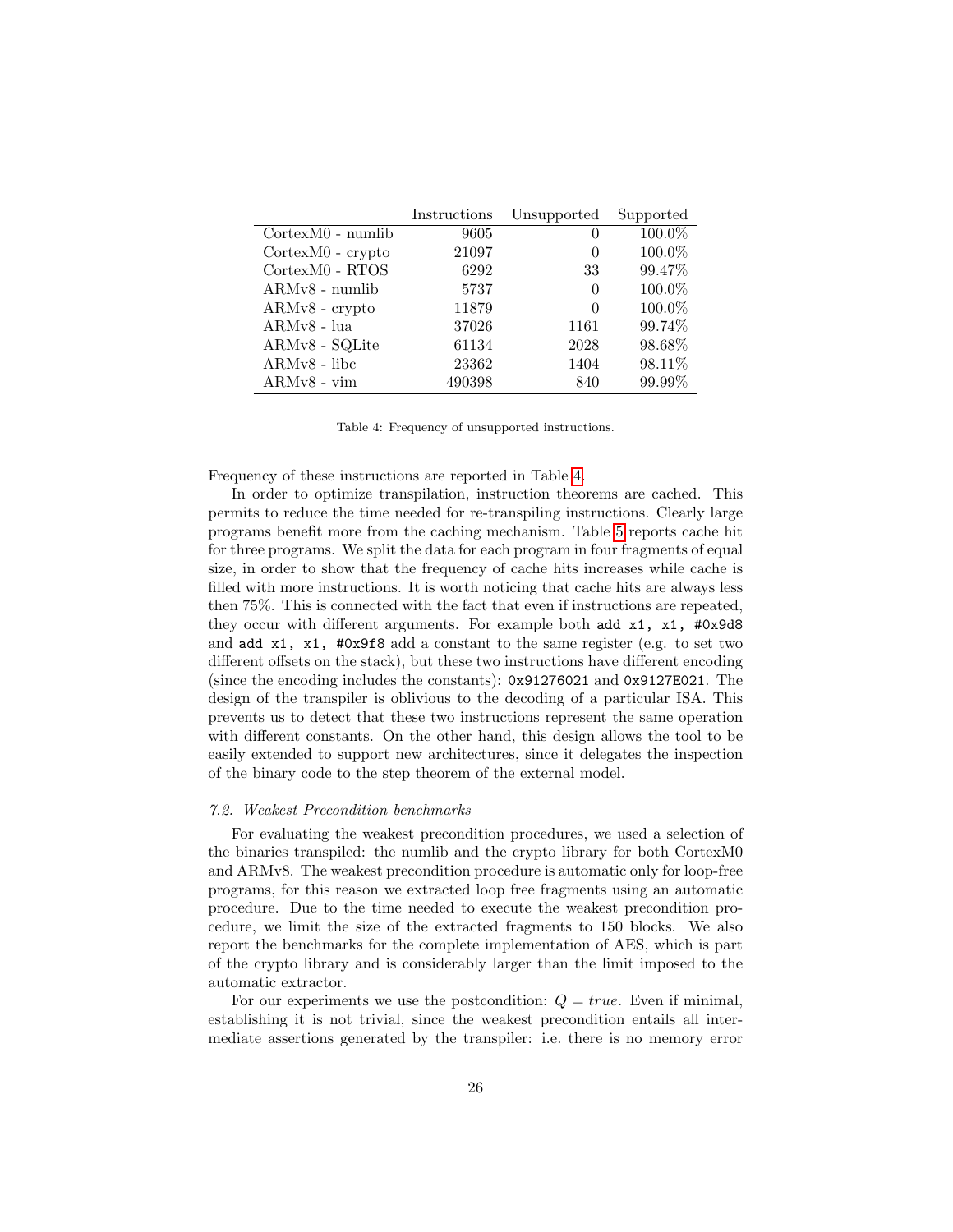| | Instructions | Unsupported | Supported |
|---|---|---|---|
| CortexM0 - numlib | 9605 | 0 | 100.0% |
| CortexM0 - crypto | 21097 | 0 | 100.0% |
| CortexM0 - RTOS | 6292 | 33 | 99.47% |
| ARMv8 - numlib | 5737 | 0 | 100.0% |
| ARMv8 - crypto | 11879 | 0 | 100.0% |
| ARMv8 - lua | 37026 | 1161 | 99.74% |
| ARMv8 - SQLite | 61134 | 2028 | 98.68% |
| ARMv8 - libc | 23362 | 1404 | 98.11% |
| ARMv8 - vim | 490398 | 840 | 99.99% |

Table 4: Frequency of unsupported instructions.

Frequency of these instructions are reported in Table 4.

In order to optimize transpilation, instruction theorems are cached. This permits to reduce the time needed for re-transpiling instructions. Clearly large programs benefit more from the caching mechanism. Table 5 reports cache hit for three programs. We split the data for each program in four fragments of equal size, in order to show that the frequency of cache hits increases while cache is filled with more instructions. It is worth noticing that cache hits are always less then 75%. This is connected with the fact that even if instructions are repeated, they occur with different arguments. For example both `add x1, x1, #0x9d8` and `add x1, x1, #0x9f8` add a constant to the same register (e.g. to set two different offsets on the stack), but these two instructions have different encoding (since the encoding includes the constants): `0x91276021` and `0x9127E021`. The design of the transpiler is oblivious to the decoding of a particular ISA. This prevents us to detect that these two instructions represent the same operation with different constants. On the other hand, this design allows the tool to be easily extended to support new architectures, since it delegates the inspection of the binary code to the step theorem of the external model.

### 7.2. Weakest Precondition benchmarks

For evaluating the weakest precondition procedures, we used a selection of the binaries transpiled: the numlib and the crypto library for both CortexM0 and ARMv8. The weakest precondition procedure is automatic only for loop-free programs, for this reason we extracted loop free fragments using an automatic procedure. Due to the time needed to execute the weakest precondition procedure, we limit the size of the extracted fragments to 150 blocks. We also report the benchmarks for the complete implementation of AES, which is part of the crypto library and is considerably larger than the limit imposed to the automatic extractor.

For our experiments we use the postcondition: $Q = true$. Even if minimal, establishing it is not trivial, since the weakest precondition entails all intermediate assertions generated by the transpiler: i.e. there is no memory error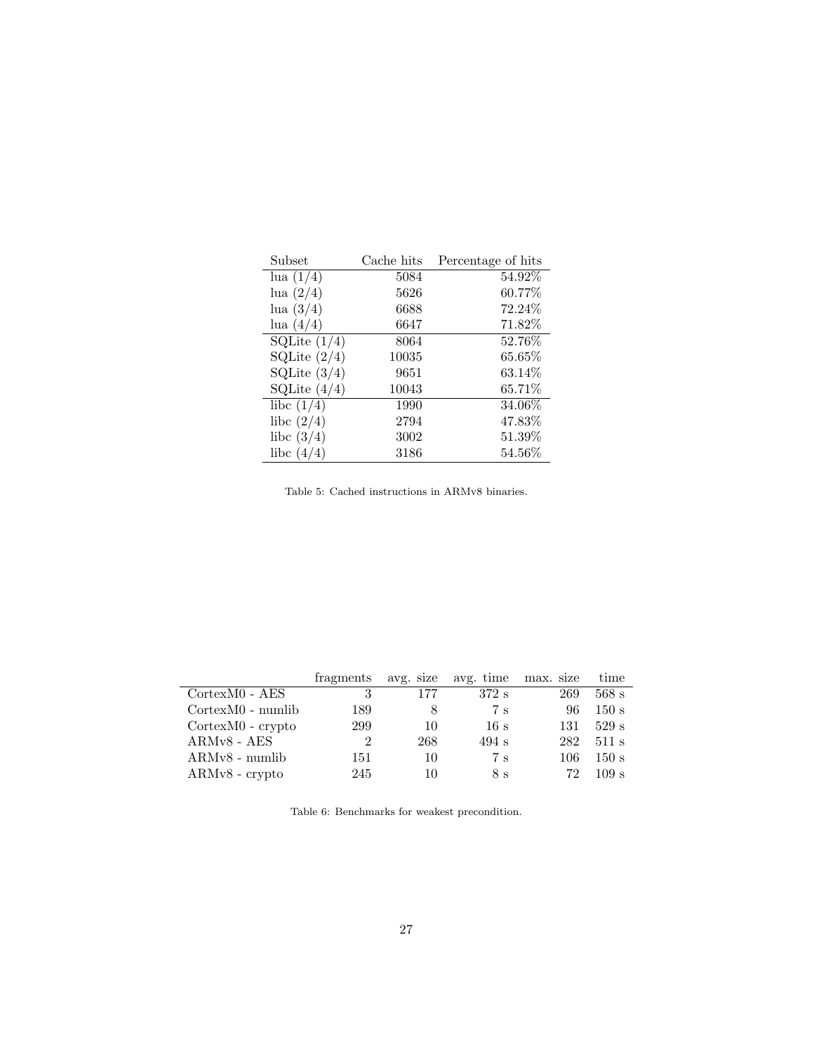| Subset | Cache hits | Percentage of hits |
|---|---|---|
| lua (1/4) | 5084 | 54.92% |
| lua (2/4) | 5626 | 60.77% |
| lua (3/4) | 6688 | 72.24% |
| lua (4/4) | 6647 | 71.82% |
| SQLite (1/4) | 8064 | 52.76% |
| SQLite (2/4) | 10035 | 65.65% |
| SQLite (3/4) | 9651 | 63.14% |
| SQLite (4/4) | 10043 | 65.71% |
| libc (1/4) | 1990 | 34.06% |
| libc (2/4) | 2794 | 47.83% |
| libc (3/4) | 3002 | 51.39% |
| libc (4/4) | 3186 | 54.56% |

Table 5: Cached instructions in ARMv8 binaries.

| | fragments | avg. size | avg. time | max. size | time |
|---|---|---|---|---|---|
| CortexM0 - AES | 3 | 177 | 372 s | 269 | 568 s |
| CortexM0 - numlib | 189 | 8 | 7 s | 96 | 150 s |
| CortexM0 - crypto | 299 | 10 | 16 s | 131 | 529 s |
| ARMv8 - AES | 2 | 268 | 494 s | 282 | 511 s |
| ARMv8 - numlib | 151 | 10 | 7 s | 106 | 150 s |
| ARMv8 - crypto | 245 | 10 | 8 s | 72 | 109 s |

Table 6: Benchmarks for weakest precondition.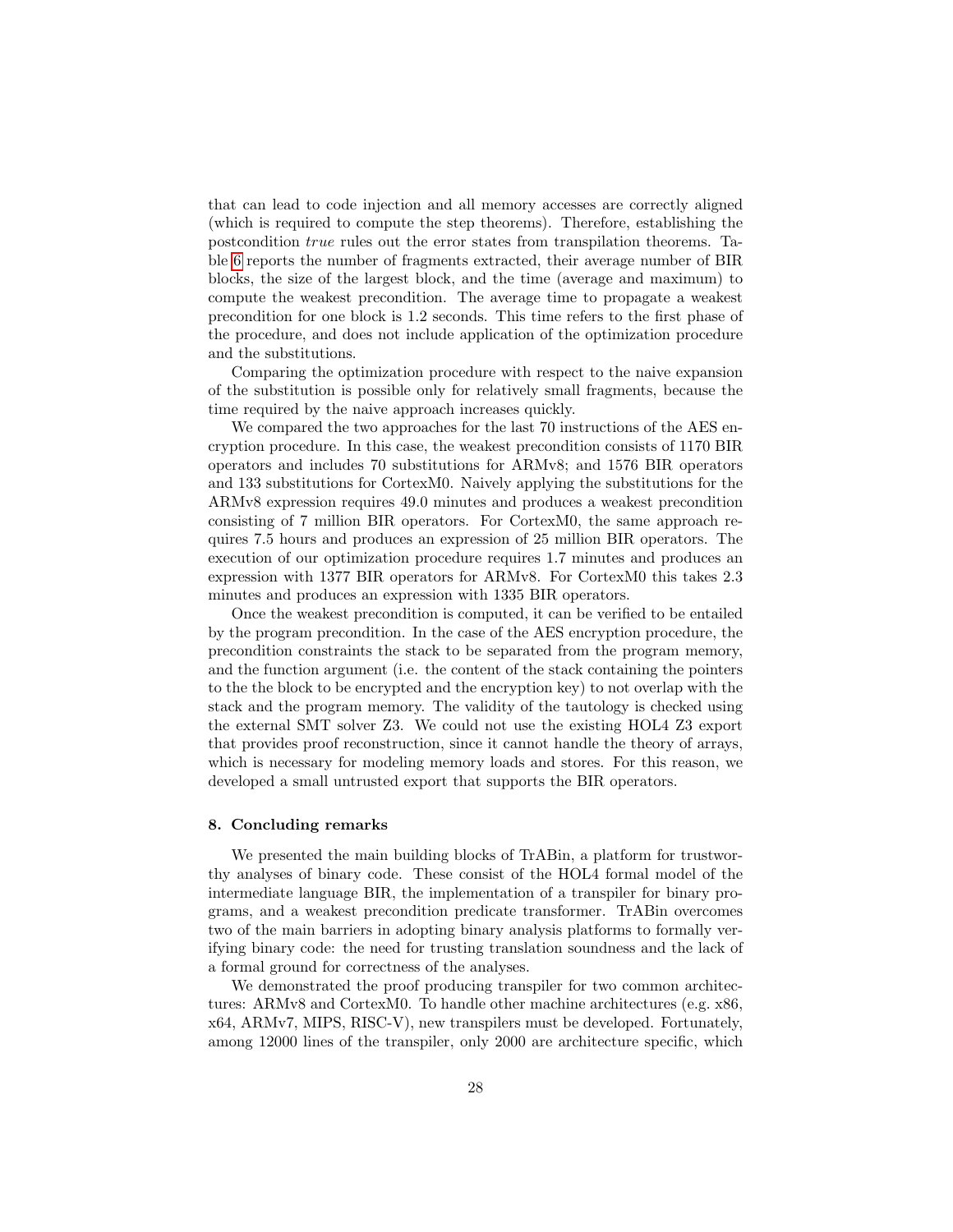that can lead to code injection and all memory accesses are correctly aligned (which is required to compute the step theorems). Therefore, establishing the postcondition *true* rules out the error states from transpilation theorems. Table 6 reports the number of fragments extracted, their average number of BIR blocks, the size of the largest block, and the time (average and maximum) to compute the weakest precondition. The average time to propagate a weakest precondition for one block is 1.2 seconds. This time refers to the first phase of the procedure, and does not include application of the optimization procedure and the substitutions.

Comparing the optimization procedure with respect to the naive expansion of the substitution is possible only for relatively small fragments, because the time required by the naive approach increases quickly.

We compared the two approaches for the last 70 instructions of the AES encryption procedure. In this case, the weakest precondition consists of 1170 BIR operators and includes 70 substitutions for ARMv8; and 1576 BIR operators and 133 substitutions for CortexM0. Naively applying the substitutions for the ARMv8 expression requires 49.0 minutes and produces a weakest precondition consisting of 7 million BIR operators. For CortexM0, the same approach requires 7.5 hours and produces an expression of 25 million BIR operators. The execution of our optimization procedure requires 1.7 minutes and produces an expression with 1377 BIR operators for ARMv8. For CortexM0 this takes 2.3 minutes and produces an expression with 1335 BIR operators.

Once the weakest precondition is computed, it can be verified to be entailed by the program precondition. In the case of the AES encryption procedure, the precondition constraints the stack to be separated from the program memory, and the function argument (i.e. the content of the stack containing the pointers to the the block to be encrypted and the encryption key) to not overlap with the stack and the program memory. The validity of the tautology is checked using the external SMT solver Z3. We could not use the existing HOL4 Z3 export that provides proof reconstruction, since it cannot handle the theory of arrays, which is necessary for modeling memory loads and stores. For this reason, we developed a small untrusted export that supports the BIR operators.

## 8. Concluding remarks

We presented the main building blocks of TrABin, a platform for trustworthy analyses of binary code. These consist of the HOL4 formal model of the intermediate language BIR, the implementation of a transpiler for binary programs, and a weakest precondition predicate transformer. TrABin overcomes two of the main barriers in adopting binary analysis platforms to formally verifying binary code: the need for trusting translation soundness and the lack of a formal ground for correctness of the analyses.

We demonstrated the proof producing transpiler for two common architectures: ARMv8 and CortexM0. To handle other machine architectures (e.g. x86, x64, ARMv7, MIPS, RISC-V), new transpilers must be developed. Fortunately, among 12000 lines of the transpiler, only 2000 are architecture specific, which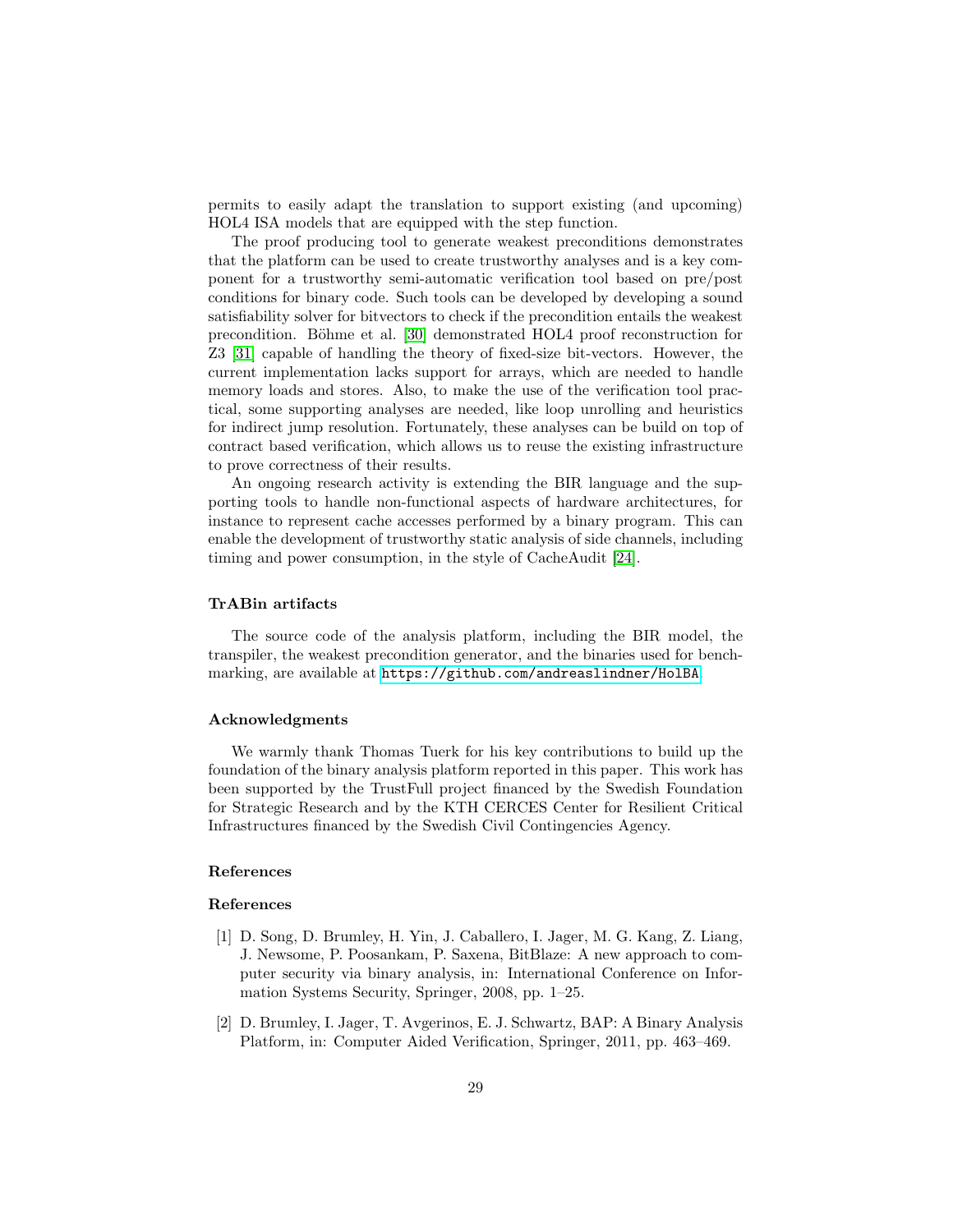permits to easily adapt the translation to support existing (and upcoming) HOL4 ISA models that are equipped with the step function.

The proof producing tool to generate weakest preconditions demonstrates that the platform can be used to create trustworthy analyses and is a key component for a trustworthy semi-automatic verification tool based on pre/post conditions for binary code. Such tools can be developed by developing a sound satisfiability solver for bitvectors to check if the precondition entails the weakest precondition. Böhme et al. [30] demonstrated HOL4 proof reconstruction for Z3 [31] capable of handling the theory of fixed-size bit-vectors. However, the current implementation lacks support for arrays, which are needed to handle memory loads and stores. Also, to make the use of the verification tool practical, some supporting analyses are needed, like loop unrolling and heuristics for indirect jump resolution. Fortunately, these analyses can be build on top of contract based verification, which allows us to reuse the existing infrastructure to prove correctness of their results.

An ongoing research activity is extending the BIR language and the supporting tools to handle non-functional aspects of hardware architectures, for instance to represent cache accesses performed by a binary program. This can enable the development of trustworthy static analysis of side channels, including timing and power consumption, in the style of CacheAudit [24].

### TrABin artifacts

The source code of the analysis platform, including the BIR model, the transpiler, the weakest precondition generator, and the binaries used for benchmarking, are available at `https://github.com/andreaslindner/HolBA`.

### Acknowledgments

We warmly thank Thomas Tuerk for his key contributions to build up the foundation of the binary analysis platform reported in this paper. This work has been supported by the TrustFull project financed by the Swedish Foundation for Strategic Research and by the KTH CERCES Center for Resilient Critical Infrastructures financed by the Swedish Civil Contingencies Agency.

### References

### References

[1] D. Song, D. Brumley, H. Yin, J. Caballero, I. Jager, M. G. Kang, Z. Liang, J. Newsome, P. Poosankam, P. Saxena, BitBlaze: A new approach to computer security via binary analysis, in: International Conference on Information Systems Security, Springer, 2008, pp. 1–25.

[2] D. Brumley, I. Jager, T. Avgerinos, E. J. Schwartz, BAP: A Binary Analysis Platform, in: Computer Aided Verification, Springer, 2011, pp. 463–469.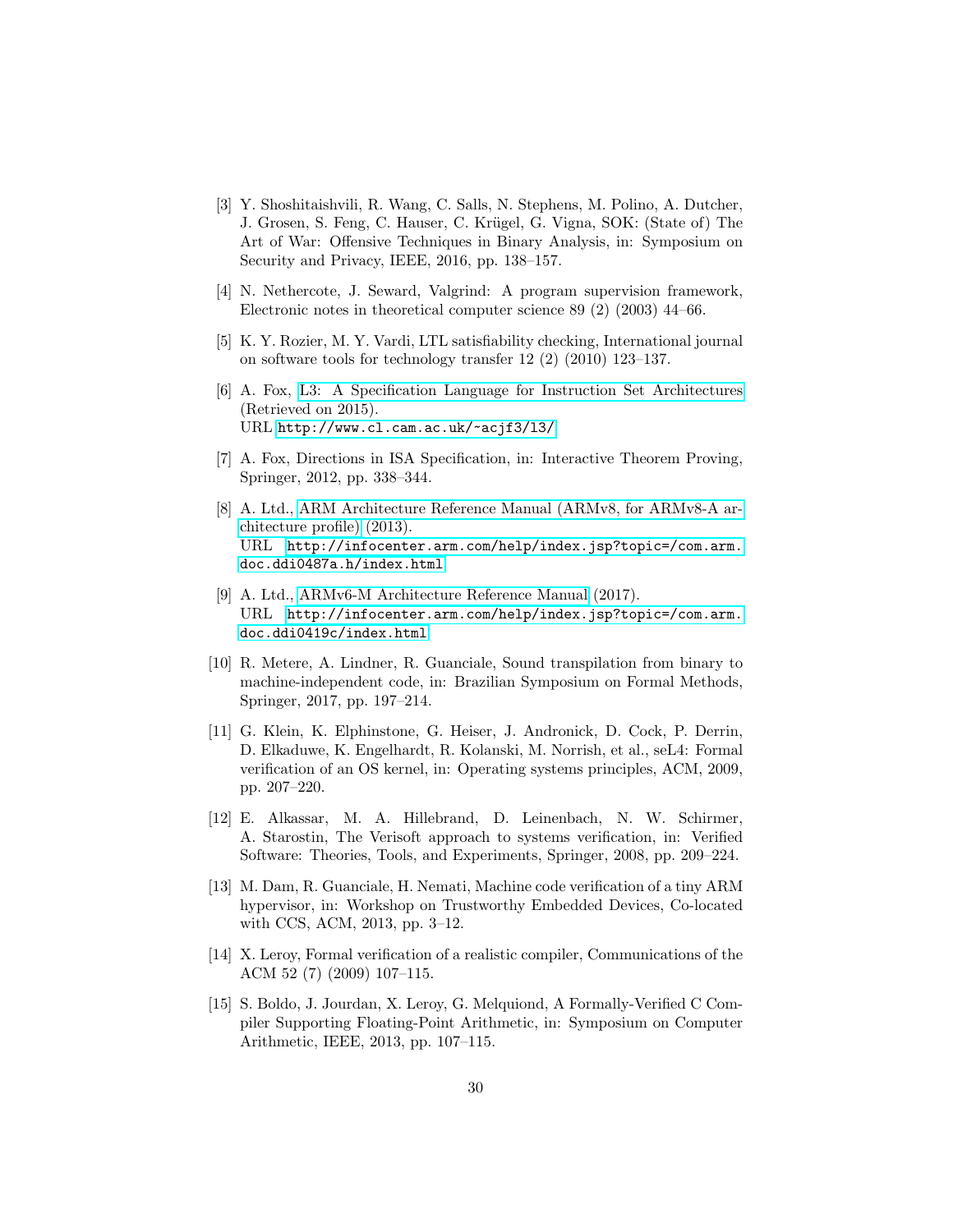[3] Y. Shoshitaishvili, R. Wang, C. Salls, N. Stephens, M. Polino, A. Dutcher, J. Grosen, S. Feng, C. Hauser, C. Krügel, G. Vigna, SOK: (State of) The Art of War: Offensive Techniques in Binary Analysis, in: Symposium on Security and Privacy, IEEE, 2016, pp. 138–157.

[4] N. Nethercote, J. Seward, Valgrind: A program supervision framework, Electronic notes in theoretical computer science 89 (2) (2003) 44–66.

[5] K. Y. Rozier, M. Y. Vardi, LTL satisfiability checking, International journal on software tools for technology transfer 12 (2) (2010) 123–137.

[6] A. Fox, L3: A Specification Language for Instruction Set Architectures (Retrieved on 2015).
URL http://www.cl.cam.ac.uk/~acjf3/l3/

[7] A. Fox, Directions in ISA Specification, in: Interactive Theorem Proving, Springer, 2012, pp. 338–344.

[8] A. Ltd., ARM Architecture Reference Manual (ARMv8, for ARMv8-A architecture profile) (2013).
URL http://infocenter.arm.com/help/index.jsp?topic=/com.arm.doc.ddi0487a.h/index.html

[9] A. Ltd., ARMv6-M Architecture Reference Manual (2017).
URL http://infocenter.arm.com/help/index.jsp?topic=/com.arm.doc.ddi0419c/index.html

[10] R. Metere, A. Lindner, R. Guanciale, Sound transpilation from binary to machine-independent code, in: Brazilian Symposium on Formal Methods, Springer, 2017, pp. 197–214.

[11] G. Klein, K. Elphinstone, G. Heiser, J. Andronick, D. Cock, P. Derrin, D. Elkaduwe, K. Engelhardt, R. Kolanski, M. Norrish, et al., seL4: Formal verification of an OS kernel, in: Operating systems principles, ACM, 2009, pp. 207–220.

[12] E. Alkassar, M. A. Hillebrand, D. Leinenbach, N. W. Schirmer, A. Starostin, The Verisoft approach to systems verification, in: Verified Software: Theories, Tools, and Experiments, Springer, 2008, pp. 209–224.

[13] M. Dam, R. Guanciale, H. Nemati, Machine code verification of a tiny ARM hypervisor, in: Workshop on Trustworthy Embedded Devices, Co-located with CCS, ACM, 2013, pp. 3–12.

[14] X. Leroy, Formal verification of a realistic compiler, Communications of the ACM 52 (7) (2009) 107–115.

[15] S. Boldo, J. Jourdan, X. Leroy, G. Melquiond, A Formally-Verified C Compiler Supporting Floating-Point Arithmetic, in: Symposium on Computer Arithmetic, IEEE, 2013, pp. 107–115.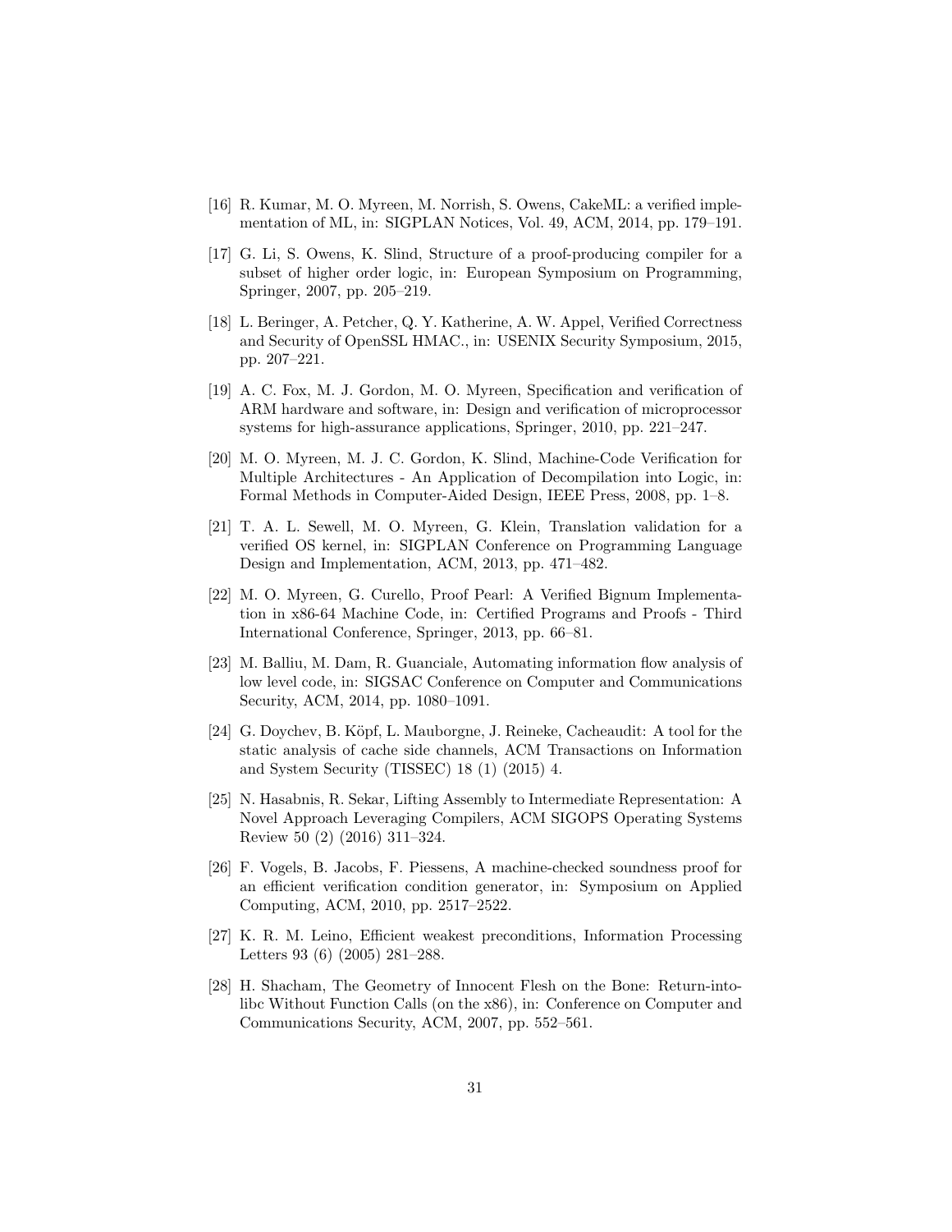[16] R. Kumar, M. O. Myreen, M. Norrish, S. Owens, CakeML: a verified implementation of ML, in: SIGPLAN Notices, Vol. 49, ACM, 2014, pp. 179–191.

[17] G. Li, S. Owens, K. Slind, Structure of a proof-producing compiler for a subset of higher order logic, in: European Symposium on Programming, Springer, 2007, pp. 205–219.

[18] L. Beringer, A. Petcher, Q. Y. Katherine, A. W. Appel, Verified Correctness and Security of OpenSSL HMAC., in: USENIX Security Symposium, 2015, pp. 207–221.

[19] A. C. Fox, M. J. Gordon, M. O. Myreen, Specification and verification of ARM hardware and software, in: Design and verification of microprocessor systems for high-assurance applications, Springer, 2010, pp. 221–247.

[20] M. O. Myreen, M. J. C. Gordon, K. Slind, Machine-Code Verification for Multiple Architectures - An Application of Decompilation into Logic, in: Formal Methods in Computer-Aided Design, IEEE Press, 2008, pp. 1–8.

[21] T. A. L. Sewell, M. O. Myreen, G. Klein, Translation validation for a verified OS kernel, in: SIGPLAN Conference on Programming Language Design and Implementation, ACM, 2013, pp. 471–482.

[22] M. O. Myreen, G. Curello, Proof Pearl: A Verified Bignum Implementation in x86-64 Machine Code, in: Certified Programs and Proofs - Third International Conference, Springer, 2013, pp. 66–81.

[23] M. Balliu, M. Dam, R. Guanciale, Automating information flow analysis of low level code, in: SIGSAC Conference on Computer and Communications Security, ACM, 2014, pp. 1080–1091.

[24] G. Doychev, B. Köpf, L. Mauborgne, J. Reineke, Cacheaudit: A tool for the static analysis of cache side channels, ACM Transactions on Information and System Security (TISSEC) 18 (1) (2015) 4.

[25] N. Hasabnis, R. Sekar, Lifting Assembly to Intermediate Representation: A Novel Approach Leveraging Compilers, ACM SIGOPS Operating Systems Review 50 (2) (2016) 311–324.

[26] F. Vogels, B. Jacobs, F. Piessens, A machine-checked soundness proof for an efficient verification condition generator, in: Symposium on Applied Computing, ACM, 2010, pp. 2517–2522.

[27] K. R. M. Leino, Efficient weakest preconditions, Information Processing Letters 93 (6) (2005) 281–288.

[28] H. Shacham, The Geometry of Innocent Flesh on the Bone: Return-into-libc Without Function Calls (on the x86), in: Conference on Computer and Communications Security, ACM, 2007, pp. 552–561.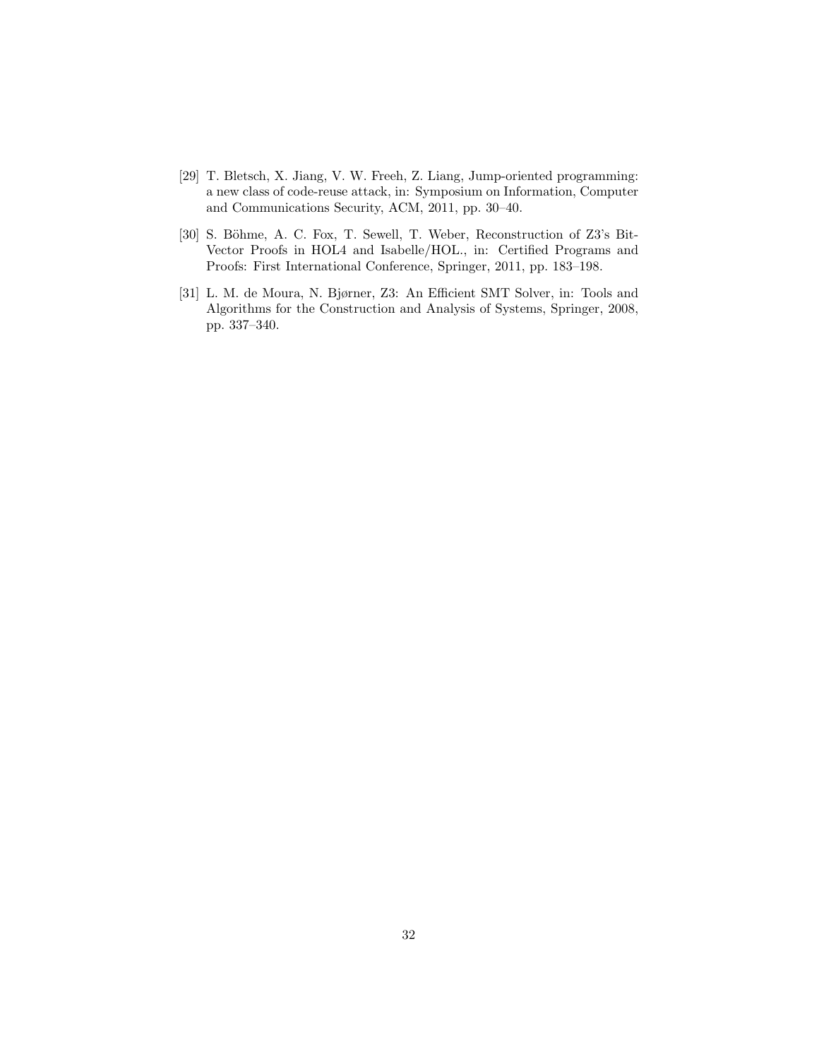[29] T. Bletsch, X. Jiang, V. W. Freeh, Z. Liang, Jump-oriented programming: a new class of code-reuse attack, in: Symposium on Information, Computer and Communications Security, ACM, 2011, pp. 30–40.

[30] S. Böhme, A. C. Fox, T. Sewell, T. Weber, Reconstruction of Z3's Bit-Vector Proofs in HOL4 and Isabelle/HOL., in: Certified Programs and Proofs: First International Conference, Springer, 2011, pp. 183–198.

[31] L. M. de Moura, N. Bjørner, Z3: An Efficient SMT Solver, in: Tools and Algorithms for the Construction and Analysis of Systems, Springer, 2008, pp. 337–340.